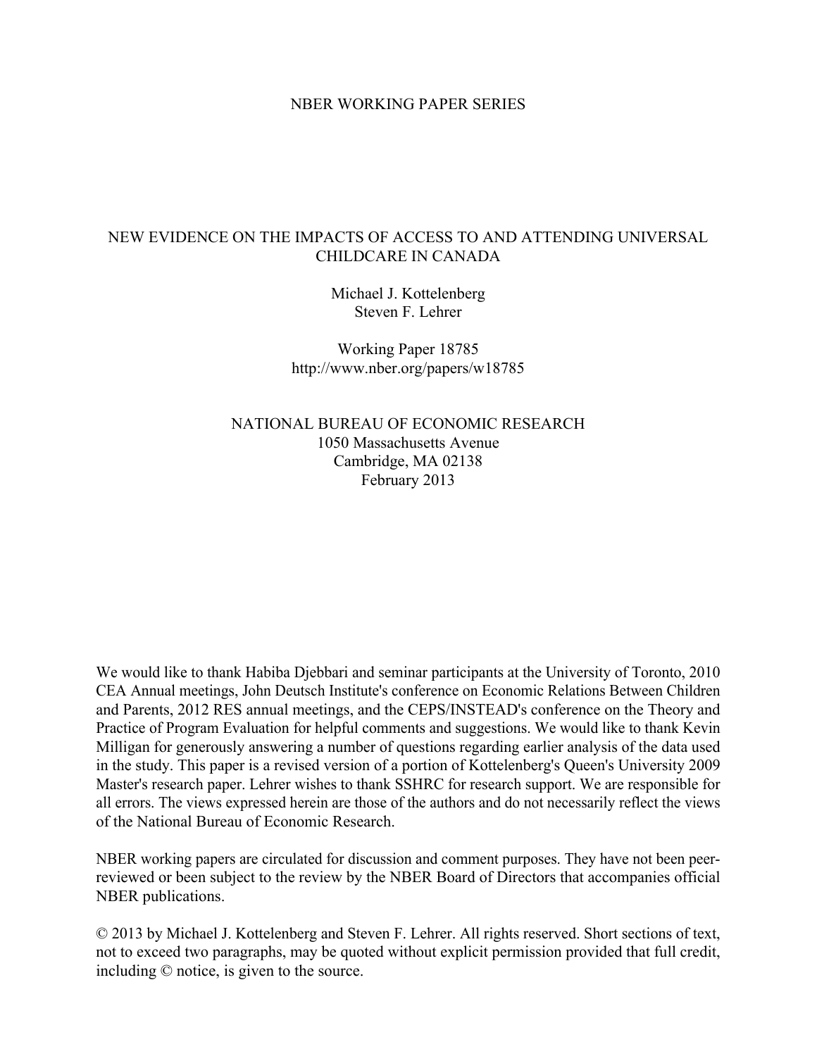NBER WORKING PAPER SERIES

# NEW EVIDENCE ON THE IMPACTS OF ACCESS TO AND ATTENDING UNIVERSAL CHILDCARE IN CANADA

Michael J. Kottelenberg
Steven F. Lehrer

Working Paper 18785
http://www.nber.org/papers/w18785

NATIONAL BUREAU OF ECONOMIC RESEARCH
1050 Massachusetts Avenue
Cambridge, MA 02138
February 2013

We would like to thank Habiba Djebbari and seminar participants at the University of Toronto, 2010 CEA Annual meetings, John Deutsch Institute's conference on Economic Relations Between Children and Parents, 2012 RES annual meetings, and the CEPS/INSTEAD's conference on the Theory and Practice of Program Evaluation for helpful comments and suggestions. We would like to thank Kevin Milligan for generously answering a number of questions regarding earlier analysis of the data used in the study. This paper is a revised version of a portion of Kottelenberg's Queen's University 2009 Master's research paper. Lehrer wishes to thank SSHRC for research support. We are responsible for all errors. The views expressed herein are those of the authors and do not necessarily reflect the views of the National Bureau of Economic Research.

NBER working papers are circulated for discussion and comment purposes. They have not been peer-reviewed or been subject to the review by the NBER Board of Directors that accompanies official NBER publications.

© 2013 by Michael J. Kottelenberg and Steven F. Lehrer. All rights reserved. Short sections of text, not to exceed two paragraphs, may be quoted without explicit permission provided that full credit, including © notice, is given to the source.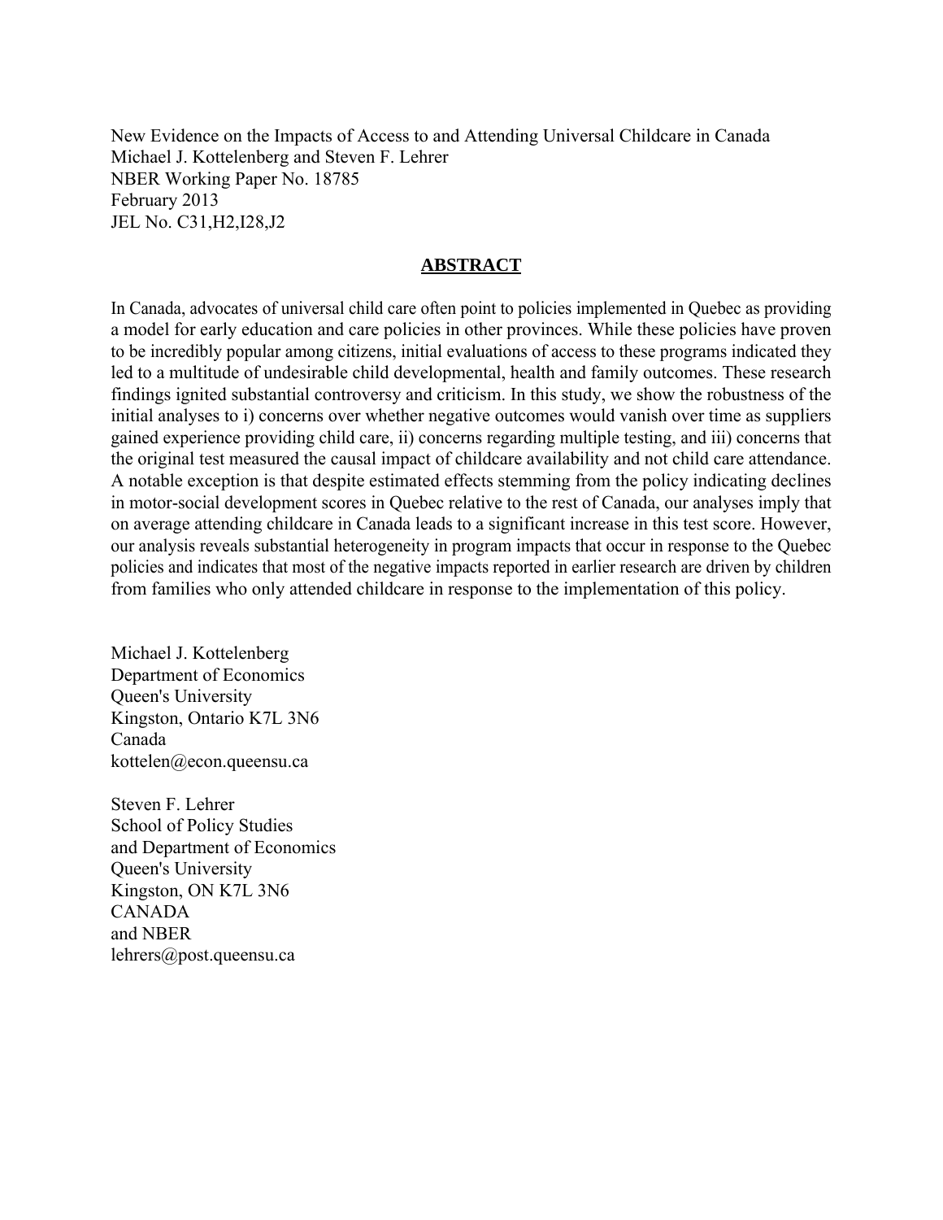New Evidence on the Impacts of Access to and Attending Universal Childcare in Canada
Michael J. Kottelenberg and Steven F. Lehrer
NBER Working Paper No. 18785
February 2013
JEL No. C31,H2,I28,J2

## ABSTRACT

In Canada, advocates of universal child care often point to policies implemented in Quebec as providing a model for early education and care policies in other provinces. While these policies have proven to be incredibly popular among citizens, initial evaluations of access to these programs indicated they led to a multitude of undesirable child developmental, health and family outcomes. These research findings ignited substantial controversy and criticism. In this study, we show the robustness of the initial analyses to i) concerns over whether negative outcomes would vanish over time as suppliers gained experience providing child care, ii) concerns regarding multiple testing, and iii) concerns that the original test measured the causal impact of childcare availability and not child care attendance. A notable exception is that despite estimated effects stemming from the policy indicating declines in motor-social development scores in Quebec relative to the rest of Canada, our analyses imply that on average attending childcare in Canada leads to a significant increase in this test score. However, our analysis reveals substantial heterogeneity in program impacts that occur in response to the Quebec policies and indicates that most of the negative impacts reported in earlier research are driven by children from families who only attended childcare in response to the implementation of this policy.

Michael J. Kottelenberg
Department of Economics
Queen's University
Kingston, Ontario K7L 3N6
Canada
kottelen@econ.queensu.ca

Steven F. Lehrer
School of Policy Studies
and Department of Economics
Queen's University
Kingston, ON K7L 3N6
CANADA
and NBER
lehrers@post.queensu.ca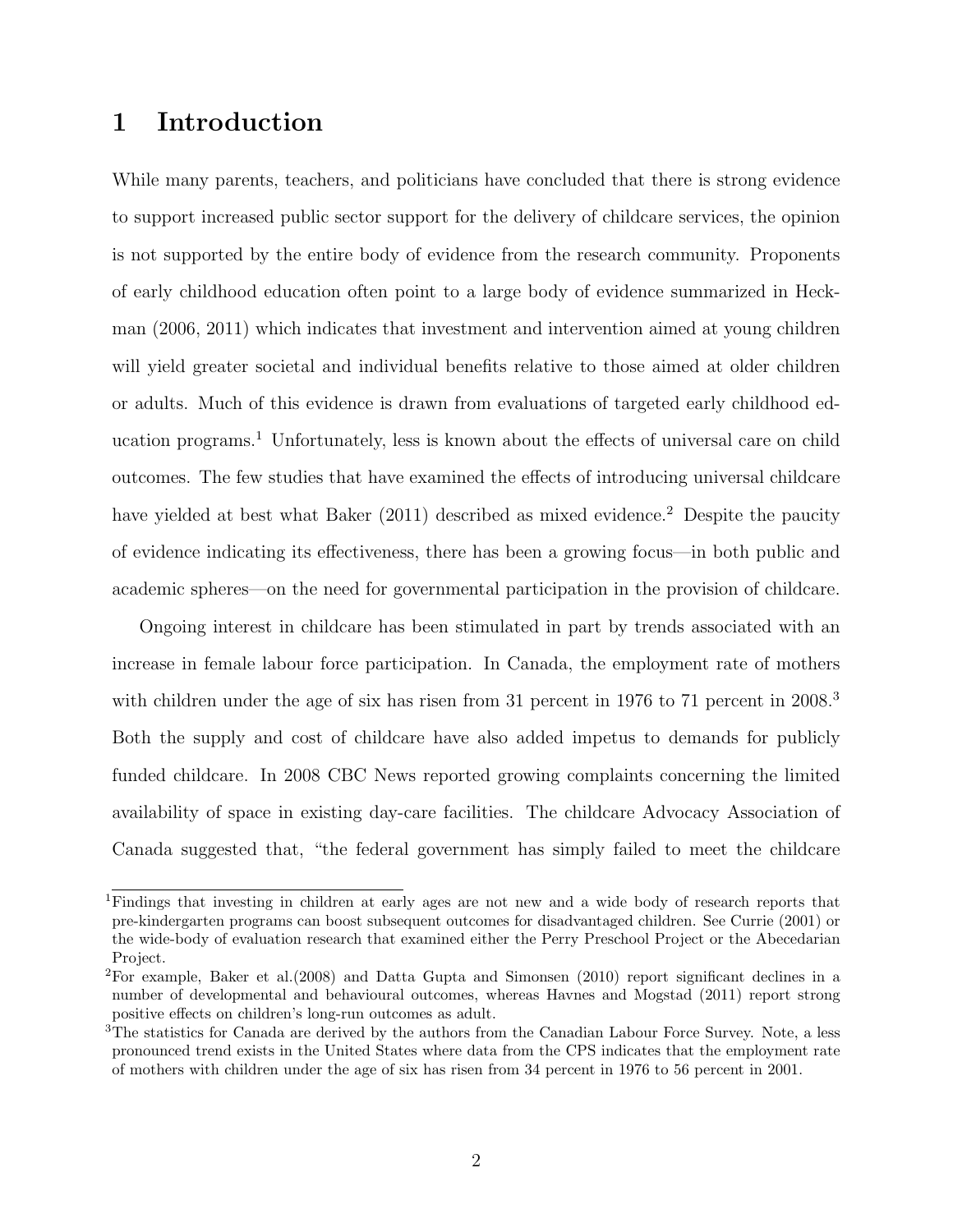# 1 Introduction

While many parents, teachers, and politicians have concluded that there is strong evidence to support increased public sector support for the delivery of childcare services, the opinion is not supported by the entire body of evidence from the research community. Proponents of early childhood education often point to a large body of evidence summarized in Heckman (2006, 2011) which indicates that investment and intervention aimed at young children will yield greater societal and individual benefits relative to those aimed at older children or adults. Much of this evidence is drawn from evaluations of targeted early childhood education programs.[1] Unfortunately, less is known about the effects of universal care on child outcomes. The few studies that have examined the effects of introducing universal childcare have yielded at best what Baker (2011) described as mixed evidence.[2] Despite the paucity of evidence indicating its effectiveness, there has been a growing focus—in both public and academic spheres—on the need for governmental participation in the provision of childcare.

Ongoing interest in childcare has been stimulated in part by trends associated with an increase in female labour force participation. In Canada, the employment rate of mothers with children under the age of six has risen from 31 percent in 1976 to 71 percent in 2008.[3] Both the supply and cost of childcare have also added impetus to demands for publicly funded childcare. In 2008 CBC News reported growing complaints concerning the limited availability of space in existing day-care facilities. The childcare Advocacy Association of Canada suggested that, "the federal government has simply failed to meet the childcare

[1] Findings that investing in children at early ages are not new and a wide body of research reports that pre-kindergarten programs can boost subsequent outcomes for disadvantaged children. See Currie (2001) or the wide-body of evaluation research that examined either the Perry Preschool Project or the Abecedarian Project.

[2] For example, Baker et al.(2008) and Datta Gupta and Simonsen (2010) report significant declines in a number of developmental and behavioural outcomes, whereas Havnes and Mogstad (2011) report strong positive effects on children's long-run outcomes as adult.

[3] The statistics for Canada are derived by the authors from the Canadian Labour Force Survey. Note, a less pronounced trend exists in the United States where data from the CPS indicates that the employment rate of mothers with children under the age of six has risen from 34 percent in 1976 to 56 percent in 2001.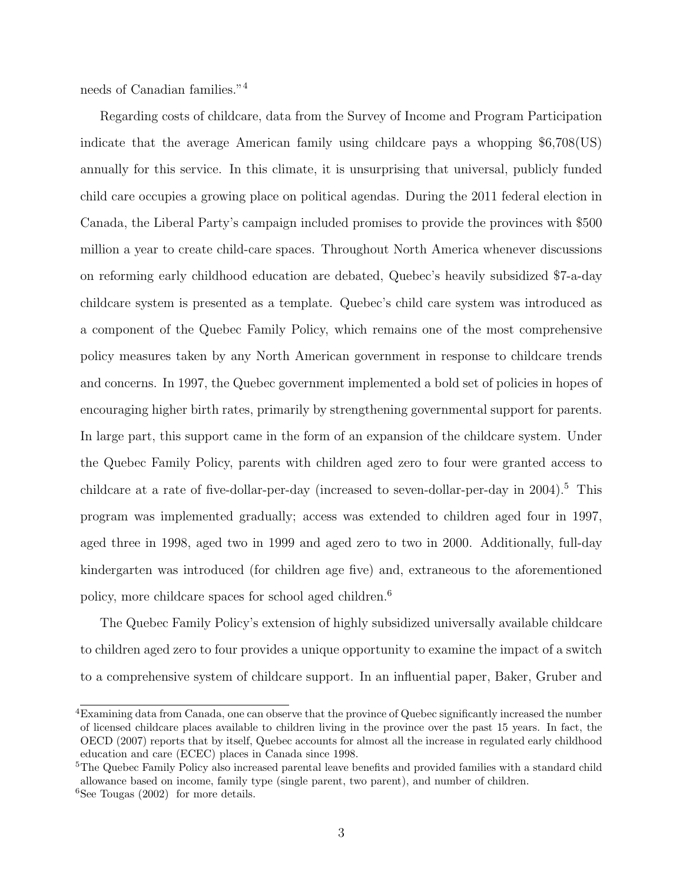needs of Canadian families."[4]

Regarding costs of childcare, data from the Survey of Income and Program Participation indicate that the average American family using childcare pays a whopping $6,708(US) annually for this service. In this climate, it is unsurprising that universal, publicly funded child care occupies a growing place on political agendas. During the 2011 federal election in Canada, the Liberal Party's campaign included promises to provide the provinces with $500 million a year to create child-care spaces. Throughout North America whenever discussions on reforming early childhood education are debated, Quebec's heavily subsidized $7-a-day childcare system is presented as a template. Quebec's child care system was introduced as a component of the Quebec Family Policy, which remains one of the most comprehensive policy measures taken by any North American government in response to childcare trends and concerns. In 1997, the Quebec government implemented a bold set of policies in hopes of encouraging higher birth rates, primarily by strengthening governmental support for parents. In large part, this support came in the form of an expansion of the childcare system. Under the Quebec Family Policy, parents with children aged zero to four were granted access to childcare at a rate of five-dollar-per-day (increased to seven-dollar-per-day in 2004).[5] This program was implemented gradually; access was extended to children aged four in 1997, aged three in 1998, aged two in 1999 and aged zero to two in 2000. Additionally, full-day kindergarten was introduced (for children age five) and, extraneous to the aforementioned policy, more childcare spaces for school aged children.[6]

The Quebec Family Policy's extension of highly subsidized universally available childcare to children aged zero to four provides a unique opportunity to examine the impact of a switch to a comprehensive system of childcare support. In an influential paper, Baker, Gruber and

---

[4] Examining data from Canada, one can observe that the province of Quebec significantly increased the number of licensed childcare places available to children living in the province over the past 15 years. In fact, the OECD (2007) reports that by itself, Quebec accounts for almost all the increase in regulated early childhood education and care (ECEC) places in Canada since 1998.

[5] The Quebec Family Policy also increased parental leave benefits and provided families with a standard child allowance based on income, family type (single parent, two parent), and number of children.

[6] See Tougas (2002) for more details.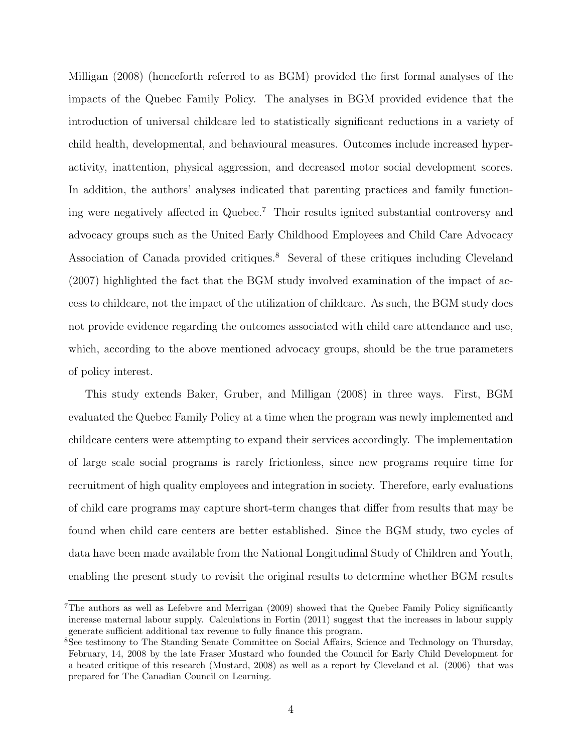Milligan (2008) (henceforth referred to as BGM) provided the first formal analyses of the impacts of the Quebec Family Policy. The analyses in BGM provided evidence that the introduction of universal childcare led to statistically significant reductions in a variety of child health, developmental, and behavioural measures. Outcomes include increased hyperactivity, inattention, physical aggression, and decreased motor social development scores. In addition, the authors' analyses indicated that parenting practices and family functioning were negatively affected in Quebec.[7] Their results ignited substantial controversy and advocacy groups such as the United Early Childhood Employees and Child Care Advocacy Association of Canada provided critiques.[8] Several of these critiques including Cleveland (2007) highlighted the fact that the BGM study involved examination of the impact of access to childcare, not the impact of the utilization of childcare. As such, the BGM study does not provide evidence regarding the outcomes associated with child care attendance and use, which, according to the above mentioned advocacy groups, should be the true parameters of policy interest.

This study extends Baker, Gruber, and Milligan (2008) in three ways. First, BGM evaluated the Quebec Family Policy at a time when the program was newly implemented and childcare centers were attempting to expand their services accordingly. The implementation of large scale social programs is rarely frictionless, since new programs require time for recruitment of high quality employees and integration in society. Therefore, early evaluations of child care programs may capture short-term changes that differ from results that may be found when child care centers are better established. Since the BGM study, two cycles of data have been made available from the National Longitudinal Study of Children and Youth, enabling the present study to revisit the original results to determine whether BGM results

[7] The authors as well as Lefebvre and Merrigan (2009) showed that the Quebec Family Policy significantly increase maternal labour supply. Calculations in Fortin (2011) suggest that the increases in labour supply generate sufficient additional tax revenue to fully finance this program.

[8] See testimony to The Standing Senate Committee on Social Affairs, Science and Technology on Thursday, February, 14, 2008 by the late Fraser Mustard who founded the Council for Early Child Development for a heated critique of this research (Mustard, 2008) as well as a report by Cleveland et al. (2006) that was prepared for The Canadian Council on Learning.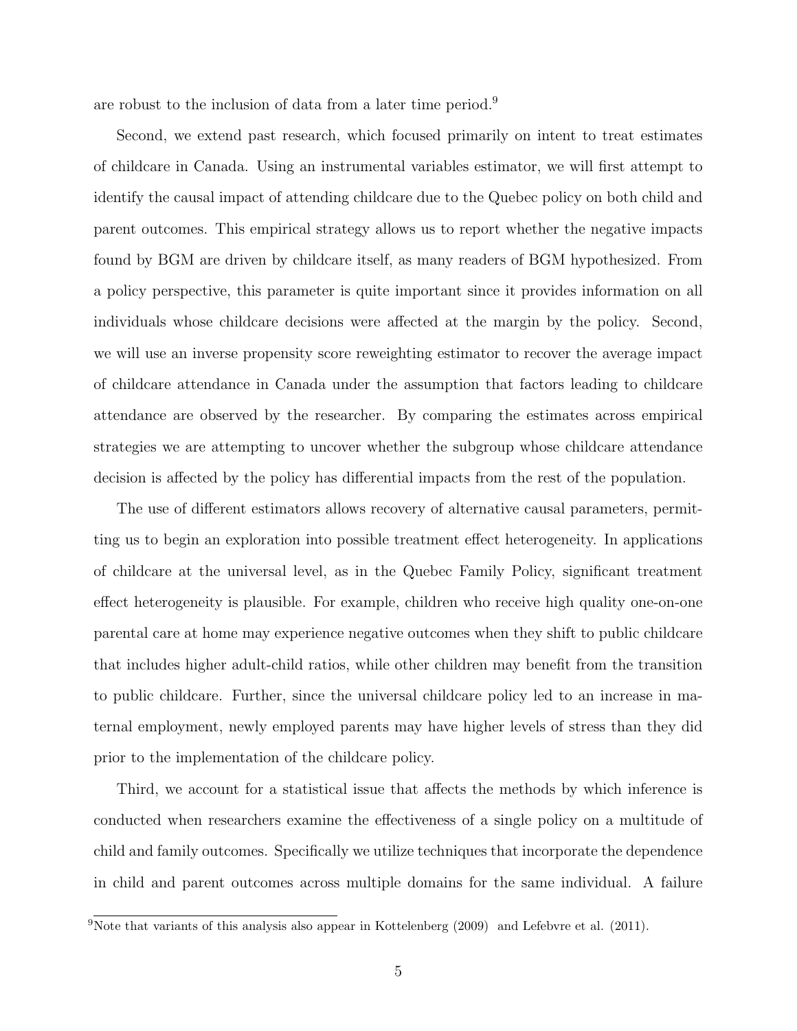are robust to the inclusion of data from a later time period.[9]

Second, we extend past research, which focused primarily on intent to treat estimates of childcare in Canada. Using an instrumental variables estimator, we will first attempt to identify the causal impact of attending childcare due to the Quebec policy on both child and parent outcomes. This empirical strategy allows us to report whether the negative impacts found by BGM are driven by childcare itself, as many readers of BGM hypothesized. From a policy perspective, this parameter is quite important since it provides information on all individuals whose childcare decisions were affected at the margin by the policy. Second, we will use an inverse propensity score reweighting estimator to recover the average impact of childcare attendance in Canada under the assumption that factors leading to childcare attendance are observed by the researcher. By comparing the estimates across empirical strategies we are attempting to uncover whether the subgroup whose childcare attendance decision is affected by the policy has differential impacts from the rest of the population.

The use of different estimators allows recovery of alternative causal parameters, permitting us to begin an exploration into possible treatment effect heterogeneity. In applications of childcare at the universal level, as in the Quebec Family Policy, significant treatment effect heterogeneity is plausible. For example, children who receive high quality one-on-one parental care at home may experience negative outcomes when they shift to public childcare that includes higher adult-child ratios, while other children may benefit from the transition to public childcare. Further, since the universal childcare policy led to an increase in maternal employment, newly employed parents may have higher levels of stress than they did prior to the implementation of the childcare policy.

Third, we account for a statistical issue that affects the methods by which inference is conducted when researchers examine the effectiveness of a single policy on a multitude of child and family outcomes. Specifically we utilize techniques that incorporate the dependence in child and parent outcomes across multiple domains for the same individual. A failure

[9] Note that variants of this analysis also appear in Kottelenberg (2009) and Lefebvre et al. (2011).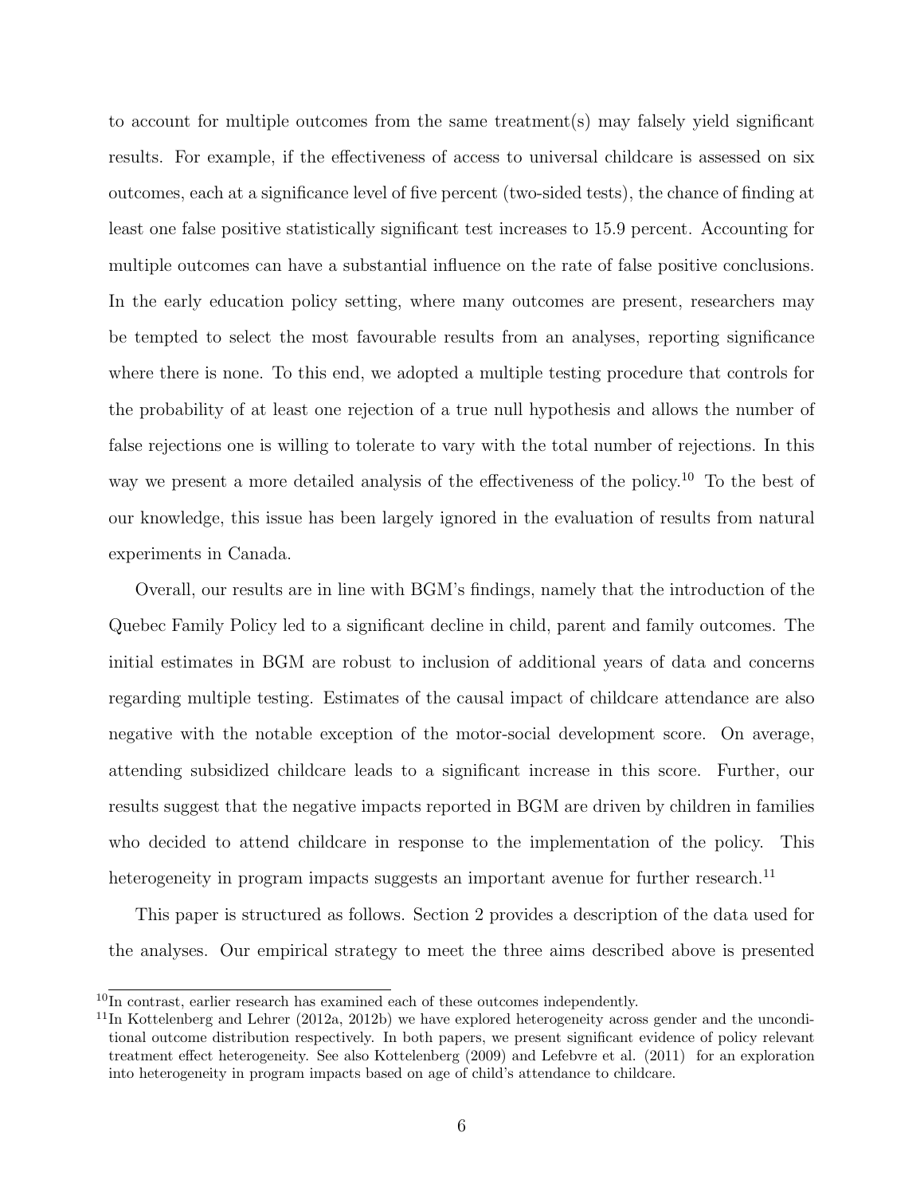to account for multiple outcomes from the same treatment(s) may falsely yield significant results. For example, if the effectiveness of access to universal childcare is assessed on six outcomes, each at a significance level of five percent (two-sided tests), the chance of finding at least one false positive statistically significant test increases to 15.9 percent. Accounting for multiple outcomes can have a substantial influence on the rate of false positive conclusions. In the early education policy setting, where many outcomes are present, researchers may be tempted to select the most favourable results from an analyses, reporting significance where there is none. To this end, we adopted a multiple testing procedure that controls for the probability of at least one rejection of a true null hypothesis and allows the number of false rejections one is willing to tolerate to vary with the total number of rejections. In this way we present a more detailed analysis of the effectiveness of the policy.[10] To the best of our knowledge, this issue has been largely ignored in the evaluation of results from natural experiments in Canada.

Overall, our results are in line with BGM's findings, namely that the introduction of the Quebec Family Policy led to a significant decline in child, parent and family outcomes. The initial estimates in BGM are robust to inclusion of additional years of data and concerns regarding multiple testing. Estimates of the causal impact of childcare attendance are also negative with the notable exception of the motor-social development score. On average, attending subsidized childcare leads to a significant increase in this score. Further, our results suggest that the negative impacts reported in BGM are driven by children in families who decided to attend childcare in response to the implementation of the policy. This heterogeneity in program impacts suggests an important avenue for further research.[11]

This paper is structured as follows. Section 2 provides a description of the data used for the analyses. Our empirical strategy to meet the three aims described above is presented

[10] In contrast, earlier research has examined each of these outcomes independently.

[11] In Kottelenberg and Lehrer (2012a, 2012b) we have explored heterogeneity across gender and the unconditional outcome distribution respectively. In both papers, we present significant evidence of policy relevant treatment effect heterogeneity. See also Kottelenberg (2009) and Lefebvre et al. (2011) for an exploration into heterogeneity in program impacts based on age of child's attendance to childcare.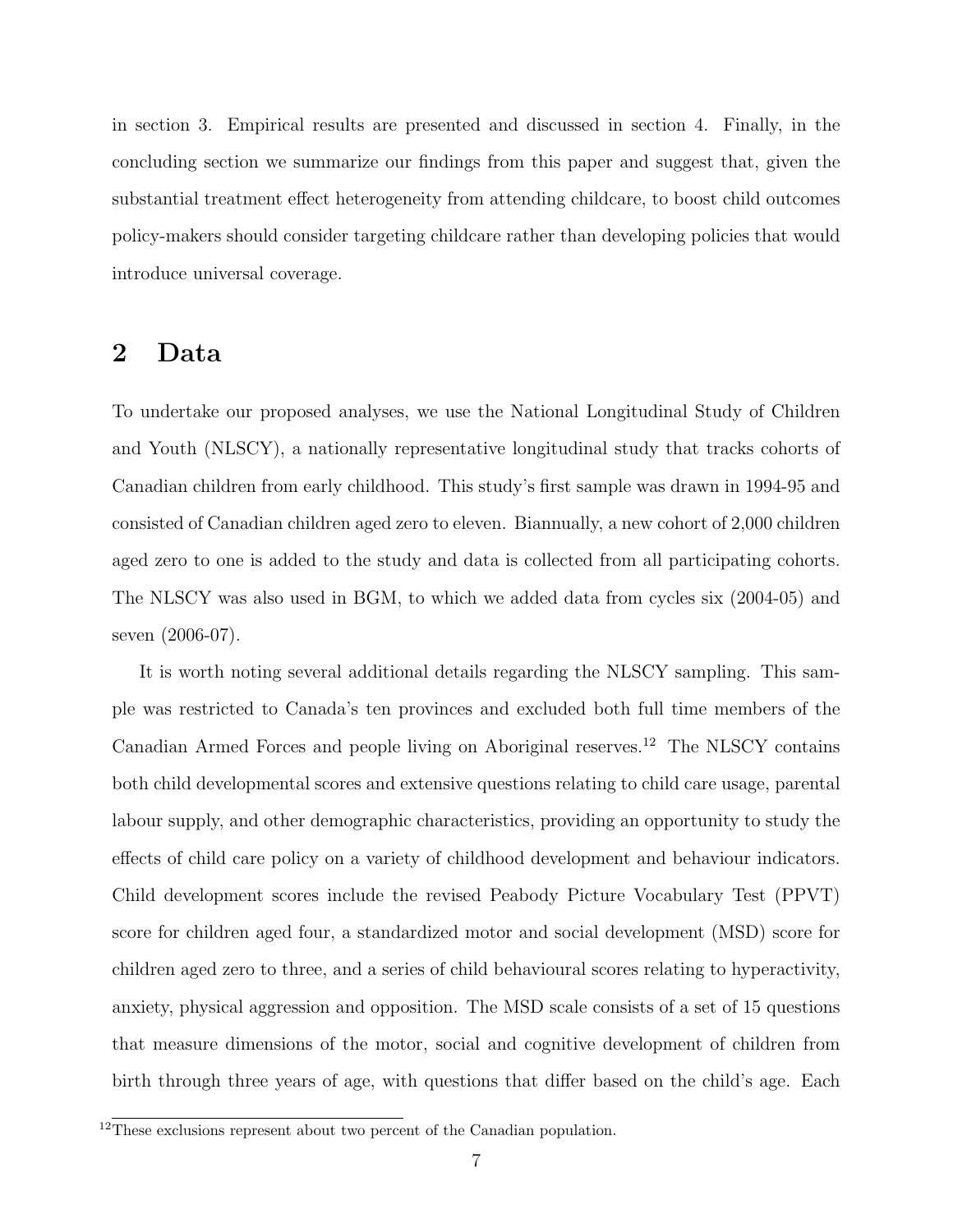in section 3. Empirical results are presented and discussed in section 4. Finally, in the concluding section we summarize our findings from this paper and suggest that, given the substantial treatment effect heterogeneity from attending childcare, to boost child outcomes policy-makers should consider targeting childcare rather than developing policies that would introduce universal coverage.

## 2 Data

To undertake our proposed analyses, we use the National Longitudinal Study of Children and Youth (NLSCY), a nationally representative longitudinal study that tracks cohorts of Canadian children from early childhood. This study's first sample was drawn in 1994-95 and consisted of Canadian children aged zero to eleven. Biannually, a new cohort of 2,000 children aged zero to one is added to the study and data is collected from all participating cohorts. The NLSCY was also used in BGM, to which we added data from cycles six (2004-05) and seven (2006-07).

It is worth noting several additional details regarding the NLSCY sampling. This sample was restricted to Canada's ten provinces and excluded both full time members of the Canadian Armed Forces and people living on Aboriginal reserves.[12] The NLSCY contains both child developmental scores and extensive questions relating to child care usage, parental labour supply, and other demographic characteristics, providing an opportunity to study the effects of child care policy on a variety of childhood development and behaviour indicators. Child development scores include the revised Peabody Picture Vocabulary Test (PPVT) score for children aged four, a standardized motor and social development (MSD) score for children aged zero to three, and a series of child behavioural scores relating to hyperactivity, anxiety, physical aggression and opposition. The MSD scale consists of a set of 15 questions that measure dimensions of the motor, social and cognitive development of children from birth through three years of age, with questions that differ based on the child's age. Each

[12]These exclusions represent about two percent of the Canadian population.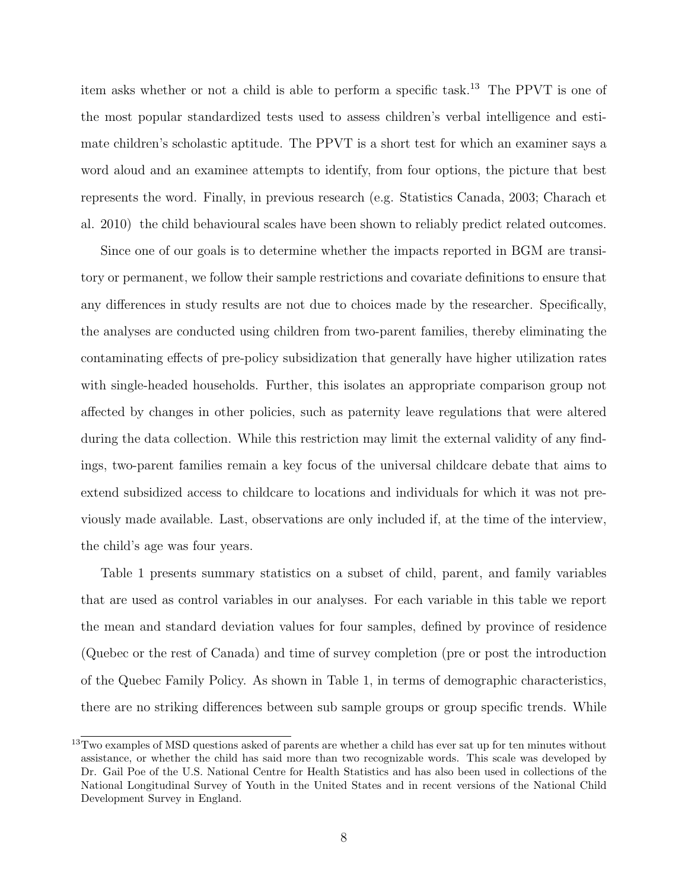item asks whether or not a child is able to perform a specific task.[13] The PPVT is one of the most popular standardized tests used to assess children's verbal intelligence and estimate children's scholastic aptitude. The PPVT is a short test for which an examiner says a word aloud and an examinee attempts to identify, from four options, the picture that best represents the word. Finally, in previous research (e.g. Statistics Canada, 2003; Charach et al. 2010) the child behavioural scales have been shown to reliably predict related outcomes.

Since one of our goals is to determine whether the impacts reported in BGM are transitory or permanent, we follow their sample restrictions and covariate definitions to ensure that any differences in study results are not due to choices made by the researcher. Specifically, the analyses are conducted using children from two-parent families, thereby eliminating the contaminating effects of pre-policy subsidization that generally have higher utilization rates with single-headed households. Further, this isolates an appropriate comparison group not affected by changes in other policies, such as paternity leave regulations that were altered during the data collection. While this restriction may limit the external validity of any findings, two-parent families remain a key focus of the universal childcare debate that aims to extend subsidized access to childcare to locations and individuals for which it was not previously made available. Last, observations are only included if, at the time of the interview, the child's age was four years.

Table 1 presents summary statistics on a subset of child, parent, and family variables that are used as control variables in our analyses. For each variable in this table we report the mean and standard deviation values for four samples, defined by province of residence (Quebec or the rest of Canada) and time of survey completion (pre or post the introduction of the Quebec Family Policy. As shown in Table 1, in terms of demographic characteristics, there are no striking differences between sub sample groups or group specific trends. While

[13] Two examples of MSD questions asked of parents are whether a child has ever sat up for ten minutes without assistance, or whether the child has said more than two recognizable words. This scale was developed by Dr. Gail Poe of the U.S. National Centre for Health Statistics and has also been used in collections of the National Longitudinal Survey of Youth in the United States and in recent versions of the National Child Development Survey in England.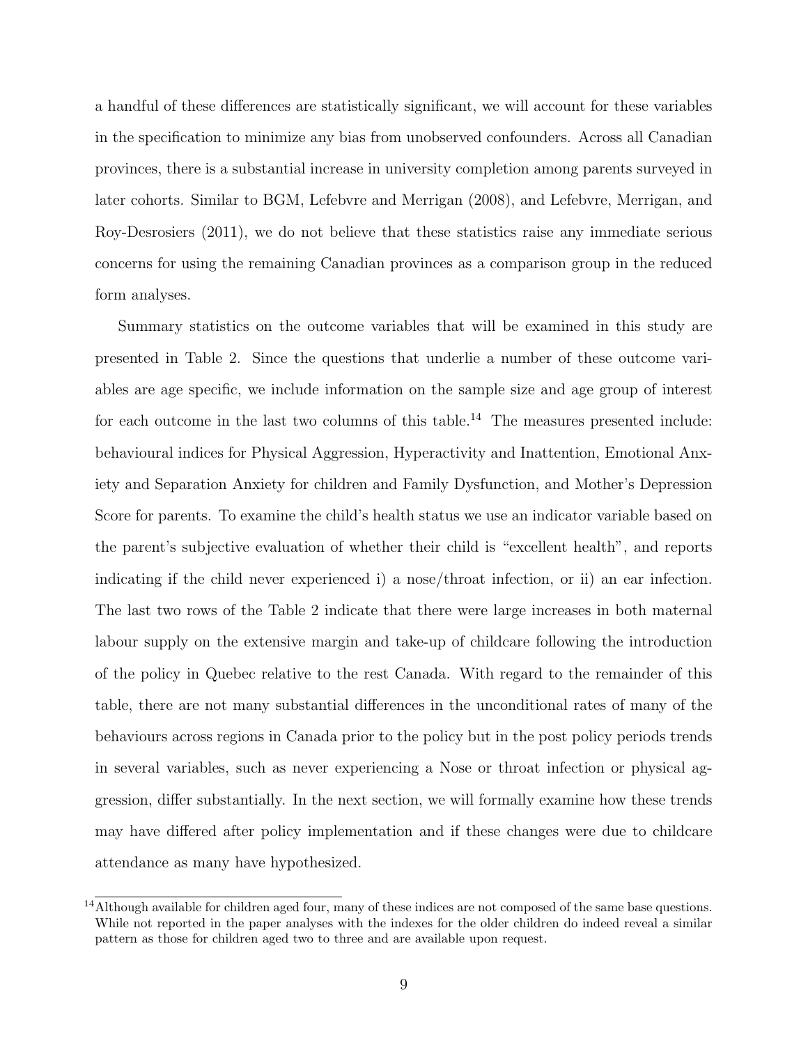a handful of these differences are statistically significant, we will account for these variables in the specification to minimize any bias from unobserved confounders. Across all Canadian provinces, there is a substantial increase in university completion among parents surveyed in later cohorts. Similar to BGM, Lefebvre and Merrigan (2008), and Lefebvre, Merrigan, and Roy-Desrosiers (2011), we do not believe that these statistics raise any immediate serious concerns for using the remaining Canadian provinces as a comparison group in the reduced form analyses.

Summary statistics on the outcome variables that will be examined in this study are presented in Table 2. Since the questions that underlie a number of these outcome variables are age specific, we include information on the sample size and age group of interest for each outcome in the last two columns of this table.[14] The measures presented include: behavioural indices for Physical Aggression, Hyperactivity and Inattention, Emotional Anxiety and Separation Anxiety for children and Family Dysfunction, and Mother's Depression Score for parents. To examine the child's health status we use an indicator variable based on the parent's subjective evaluation of whether their child is "excellent health", and reports indicating if the child never experienced i) a nose/throat infection, or ii) an ear infection. The last two rows of the Table 2 indicate that there were large increases in both maternal labour supply on the extensive margin and take-up of childcare following the introduction of the policy in Quebec relative to the rest Canada. With regard to the remainder of this table, there are not many substantial differences in the unconditional rates of many of the behaviours across regions in Canada prior to the policy but in the post policy periods trends in several variables, such as never experiencing a Nose or throat infection or physical aggression, differ substantially. In the next section, we will formally examine how these trends may have differed after policy implementation and if these changes were due to childcare attendance as many have hypothesized.

[14]Although available for children aged four, many of these indices are not composed of the same base questions. While not reported in the paper analyses with the indexes for the older children do indeed reveal a similar pattern as those for children aged two to three and are available upon request.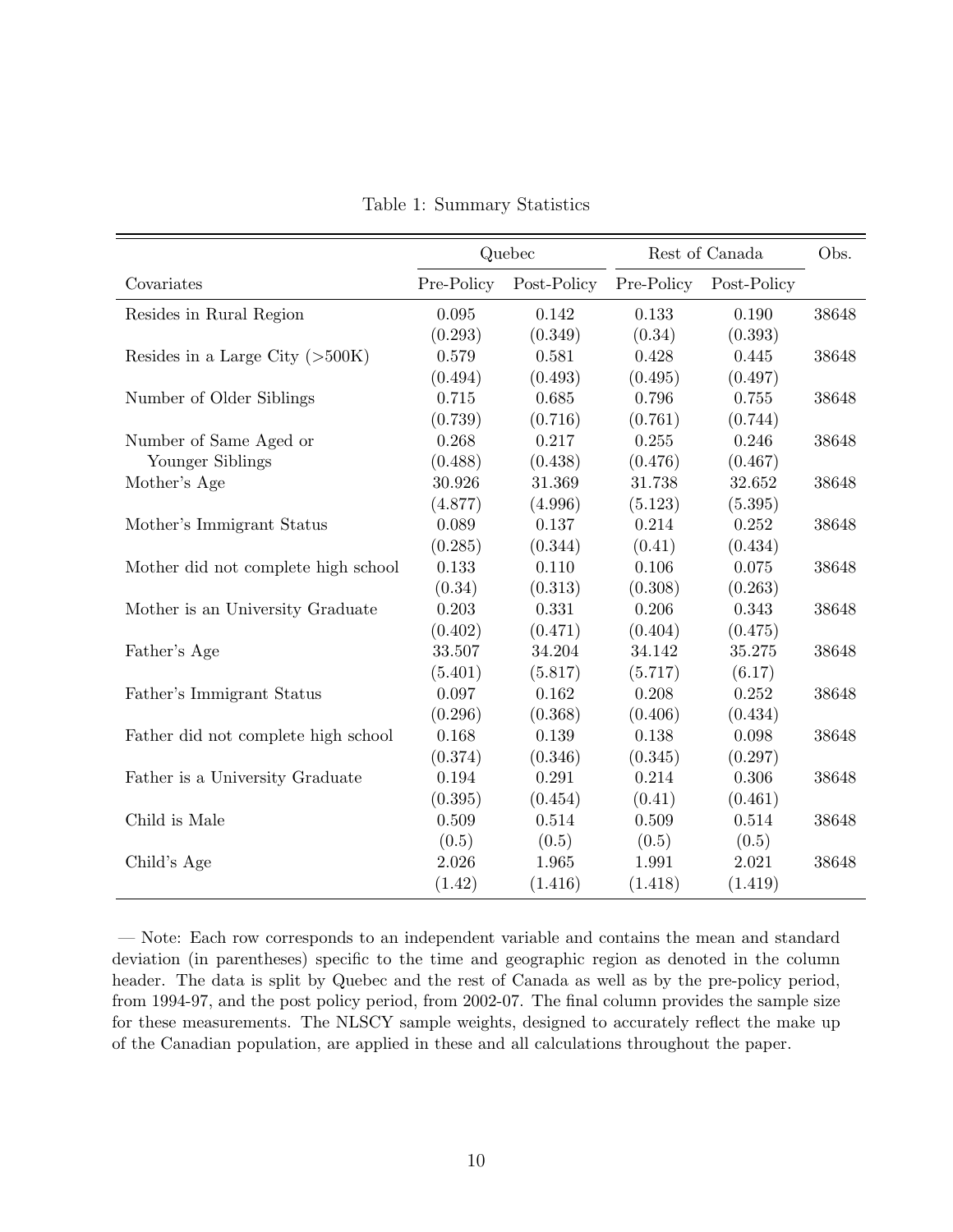Table 1: Summary Statistics

| | Quebec | | Rest of Canada | | Obs. |
|---|---|---|---|---|---|
| Covariates | Pre-Policy | Post-Policy | Pre-Policy | Post-Policy | |
| Resides in Rural Region | 0.095 | 0.142 | 0.133 | 0.190 | 38648 |
| | (0.293) | (0.349) | (0.34) | (0.393) | |
| Resides in a Large City (>500K) | 0.579 | 0.581 | 0.428 | 0.445 | 38648 |
| | (0.494) | (0.493) | (0.495) | (0.497) | |
| Number of Older Siblings | 0.715 | 0.685 | 0.796 | 0.755 | 38648 |
| | (0.739) | (0.716) | (0.761) | (0.744) | |
| Number of Same Aged or Younger Siblings | 0.268 | 0.217 | 0.255 | 0.246 | 38648 |
| | (0.488) | (0.438) | (0.476) | (0.467) | |
| Mother's Age | 30.926 | 31.369 | 31.738 | 32.652 | 38648 |
| | (4.877) | (4.996) | (5.123) | (5.395) | |
| Mother's Immigrant Status | 0.089 | 0.137 | 0.214 | 0.252 | 38648 |
| | (0.285) | (0.344) | (0.41) | (0.434) | |
| Mother did not complete high school | 0.133 | 0.110 | 0.106 | 0.075 | 38648 |
| | (0.34) | (0.313) | (0.308) | (0.263) | |
| Mother is an University Graduate | 0.203 | 0.331 | 0.206 | 0.343 | 38648 |
| | (0.402) | (0.471) | (0.404) | (0.475) | |
| Father's Age | 33.507 | 34.204 | 34.142 | 35.275 | 38648 |
| | (5.401) | (5.817) | (5.717) | (6.17) | |
| Father's Immigrant Status | 0.097 | 0.162 | 0.208 | 0.252 | 38648 |
| | (0.296) | (0.368) | (0.406) | (0.434) | |
| Father did not complete high school | 0.168 | 0.139 | 0.138 | 0.098 | 38648 |
| | (0.374) | (0.346) | (0.345) | (0.297) | |
| Father is a University Graduate | 0.194 | 0.291 | 0.214 | 0.306 | 38648 |
| | (0.395) | (0.454) | (0.41) | (0.461) | |
| Child is Male | 0.509 | 0.514 | 0.509 | 0.514 | 38648 |
| | (0.5) | (0.5) | (0.5) | (0.5) | |
| Child's Age | 2.026 | 1.965 | 1.991 | 2.021 | 38648 |
| | (1.42) | (1.416) | (1.418) | (1.419) | |

— Note: Each row corresponds to an independent variable and contains the mean and standard deviation (in parentheses) specific to the time and geographic region as denoted in the column header. The data is split by Quebec and the rest of Canada as well as by the pre-policy period, from 1994-97, and the post policy period, from 2002-07. The final column provides the sample size for these measurements. The NLSCY sample weights, designed to accurately reflect the make up of the Canadian population, are applied in these and all calculations throughout the paper.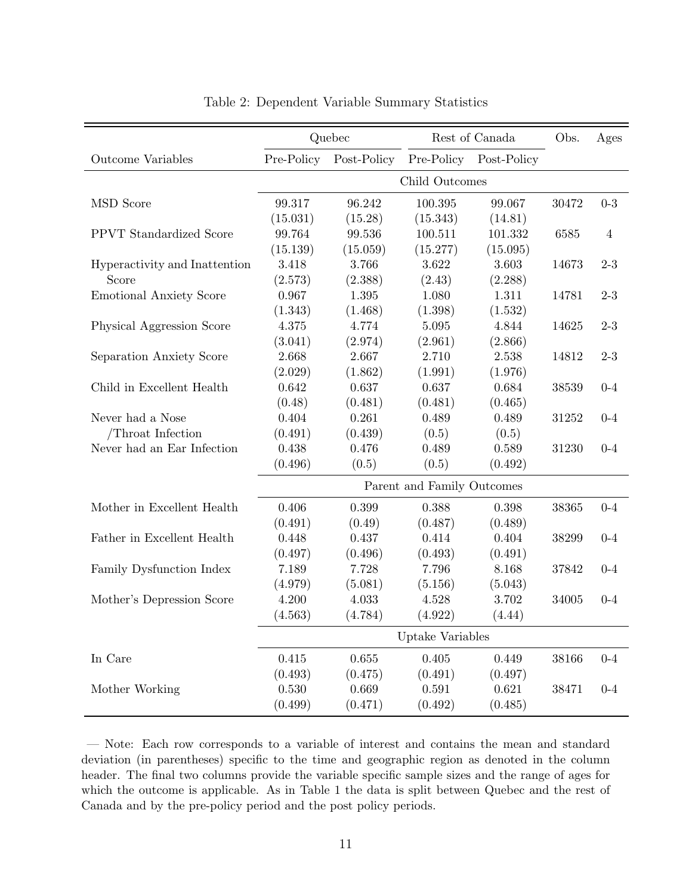Table 2: Dependent Variable Summary Statistics

| | Quebec | | Rest of Canada | | Obs. | Ages |
|---|---|---|---|---|---|---|
| Outcome Variables | Pre-Policy | Post-Policy | Pre-Policy | Post-Policy | | |
| | Child Outcomes | | | | | |
| MSD Score | 99.317 | 96.242 | 100.395 | 99.067 | 30472 | 0-3 |
| | (15.031) | (15.28) | (15.343) | (14.81) | | |
| PPVT Standardized Score | 99.764 | 99.536 | 100.511 | 101.332 | 6585 | 4 |
| | (15.139) | (15.059) | (15.277) | (15.095) | | |
| Hyperactivity and Inattention Score | 3.418 | 3.766 | 3.622 | 3.603 | 14673 | 2-3 |
| | (2.573) | (2.388) | (2.43) | (2.288) | | |
| Emotional Anxiety Score | 0.967 | 1.395 | 1.080 | 1.311 | 14781 | 2-3 |
| | (1.343) | (1.468) | (1.398) | (1.532) | | |
| Physical Aggression Score | 4.375 | 4.774 | 5.095 | 4.844 | 14625 | 2-3 |
| | (3.041) | (2.974) | (2.961) | (2.866) | | |
| Separation Anxiety Score | 2.668 | 2.667 | 2.710 | 2.538 | 14812 | 2-3 |
| | (2.029) | (1.862) | (1.991) | (1.976) | | |
| Child in Excellent Health | 0.642 | 0.637 | 0.637 | 0.684 | 38539 | 0-4 |
| | (0.48) | (0.481) | (0.481) | (0.465) | | |
| Never had a Nose /Throat Infection | 0.404 | 0.261 | 0.489 | 0.489 | 31252 | 0-4 |
| | (0.491) | (0.439) | (0.5) | (0.5) | | |
| Never had an Ear Infection | 0.438 | 0.476 | 0.489 | 0.589 | 31230 | 0-4 |
| | (0.496) | (0.5) | (0.5) | (0.492) | | |
| | Parent and Family Outcomes | | | | | |
| Mother in Excellent Health | 0.406 | 0.399 | 0.388 | 0.398 | 38365 | 0-4 |
| | (0.491) | (0.49) | (0.487) | (0.489) | | |
| Father in Excellent Health | 0.448 | 0.437 | 0.414 | 0.404 | 38299 | 0-4 |
| | (0.497) | (0.496) | (0.493) | (0.491) | | |
| Family Dysfunction Index | 7.189 | 7.728 | 7.796 | 8.168 | 37842 | 0-4 |
| | (4.979) | (5.081) | (5.156) | (5.043) | | |
| Mother's Depression Score | 4.200 | 4.033 | 4.528 | 3.702 | 34005 | 0-4 |
| | (4.563) | (4.784) | (4.922) | (4.44) | | |
| | Uptake Variables | | | | | |
| In Care | 0.415 | 0.655 | 0.405 | 0.449 | 38166 | 0-4 |
| | (0.493) | (0.475) | (0.491) | (0.497) | | |
| Mother Working | 0.530 | 0.669 | 0.591 | 0.621 | 38471 | 0-4 |
| | (0.499) | (0.471) | (0.492) | (0.485) | | |

— Note: Each row corresponds to a variable of interest and contains the mean and standard deviation (in parentheses) specific to the time and geographic region as denoted in the column header. The final two columns provide the variable specific sample sizes and the range of ages for which the outcome is applicable. As in Table 1 the data is split between Quebec and the rest of Canada and by the pre-policy period and the post policy periods.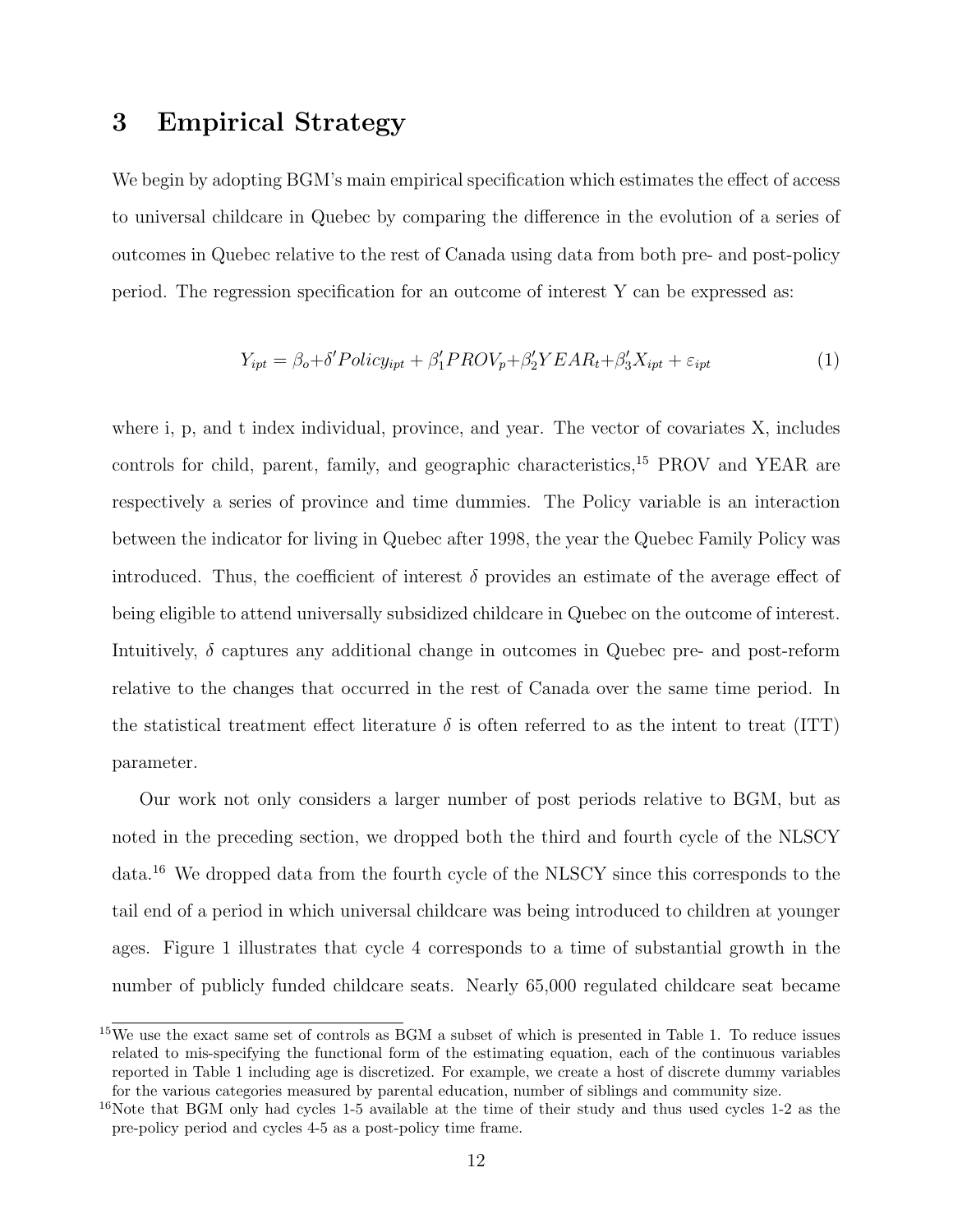# 3 Empirical Strategy

We begin by adopting BGM's main empirical specification which estimates the effect of access to universal childcare in Quebec by comparing the difference in the evolution of a series of outcomes in Quebec relative to the rest of Canada using data from both pre- and post-policy period. The regression specification for an outcome of interest Y can be expressed as:

$$Y_{ipt} = \beta_o + \delta' Policy_{ipt} + \beta_1' PROV_p + \beta_2' YEAR_t + \beta_3' X_{ipt} + \varepsilon_{ipt} \tag{1}$$

where i, p, and t index individual, province, and year. The vector of covariates X, includes controls for child, parent, family, and geographic characteristics,[15] PROV and YEAR are respectively a series of province and time dummies. The Policy variable is an interaction between the indicator for living in Quebec after 1998, the year the Quebec Family Policy was introduced. Thus, the coefficient of interest $\delta$ provides an estimate of the average effect of being eligible to attend universally subsidized childcare in Quebec on the outcome of interest. Intuitively, $\delta$ captures any additional change in outcomes in Quebec pre- and post-reform relative to the changes that occurred in the rest of Canada over the same time period. In the statistical treatment effect literature $\delta$ is often referred to as the intent to treat (ITT) parameter.

Our work not only considers a larger number of post periods relative to BGM, but as noted in the preceding section, we dropped both the third and fourth cycle of the NLSCY data.[16] We dropped data from the fourth cycle of the NLSCY since this corresponds to the tail end of a period in which universal childcare was being introduced to children at younger ages. Figure 1 illustrates that cycle 4 corresponds to a time of substantial growth in the number of publicly funded childcare seats. Nearly 65,000 regulated childcare seat became

[15] We use the exact same set of controls as BGM a subset of which is presented in Table 1. To reduce issues related to mis-specifying the functional form of the estimating equation, each of the continuous variables reported in Table 1 including age is discretized. For example, we create a host of discrete dummy variables for the various categories measured by parental education, number of siblings and community size.

[16] Note that BGM only had cycles 1-5 available at the time of their study and thus used cycles 1-2 as the pre-policy period and cycles 4-5 as a post-policy time frame.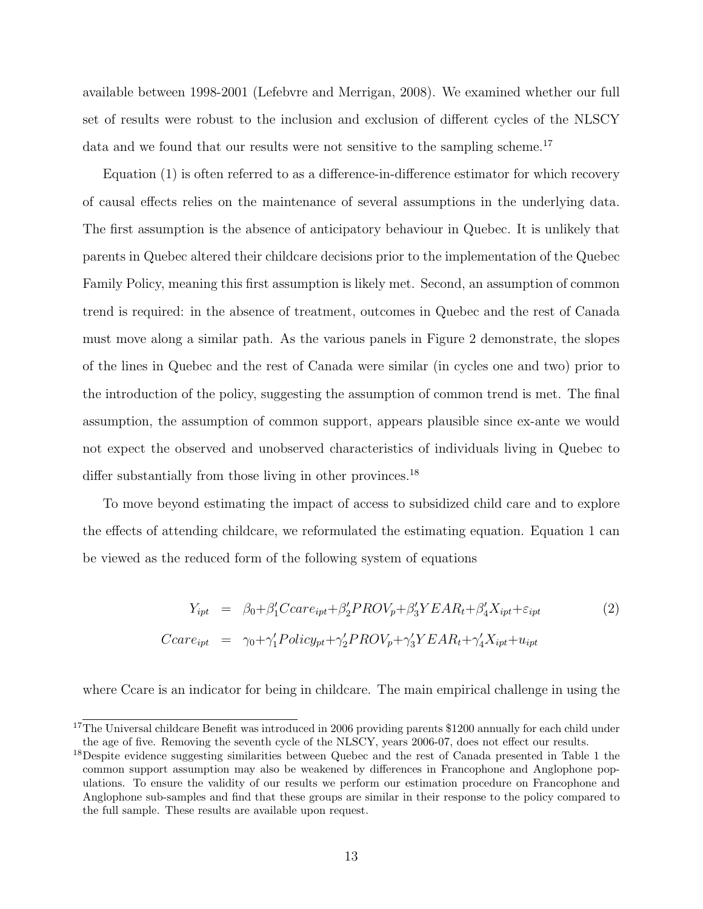available between 1998-2001 (Lefebvre and Merrigan, 2008). We examined whether our full set of results were robust to the inclusion and exclusion of different cycles of the NLSCY data and we found that our results were not sensitive to the sampling scheme.[17]

Equation (1) is often referred to as a difference-in-difference estimator for which recovery of causal effects relies on the maintenance of several assumptions in the underlying data. The first assumption is the absence of anticipatory behaviour in Quebec. It is unlikely that parents in Quebec altered their childcare decisions prior to the implementation of the Quebec Family Policy, meaning this first assumption is likely met. Second, an assumption of common trend is required: in the absence of treatment, outcomes in Quebec and the rest of Canada must move along a similar path. As the various panels in Figure 2 demonstrate, the slopes of the lines in Quebec and the rest of Canada were similar (in cycles one and two) prior to the introduction of the policy, suggesting the assumption of common trend is met. The final assumption, the assumption of common support, appears plausible since ex-ante we would not expect the observed and unobserved characteristics of individuals living in Quebec to differ substantially from those living in other provinces.[18]

To move beyond estimating the impact of access to subsidized child care and to explore the effects of attending childcare, we reformulated the estimating equation. Equation 1 can be viewed as the reduced form of the following system of equations

$$
\begin{aligned}
Y_{ipt} &= \beta_0 + \beta_1' Ccare_{ipt} + \beta_2' PROV_p + \beta_3' YEAR_t + \beta_4' X_{ipt} + \varepsilon_{ipt} \\
Ccare_{ipt} &= \gamma_0 + \gamma_1' Policy_{pt} + \gamma_2' PROV_p + \gamma_3' YEAR_t + \gamma_4' X_{ipt} + u_{ipt}
\end{aligned}
\qquad (2)
$$

where Ccare is an indicator for being in childcare. The main empirical challenge in using the

[17] The Universal childcare Benefit was introduced in 2006 providing parents $1200 annually for each child under the age of five. Removing the seventh cycle of the NLSCY, years 2006-07, does not effect our results.

[18] Despite evidence suggesting similarities between Quebec and the rest of Canada presented in Table 1 the common support assumption may also be weakened by differences in Francophone and Anglophone populations. To ensure the validity of our results we perform our estimation procedure on Francophone and Anglophone sub-samples and find that these groups are similar in their response to the policy compared to the full sample. These results are available upon request.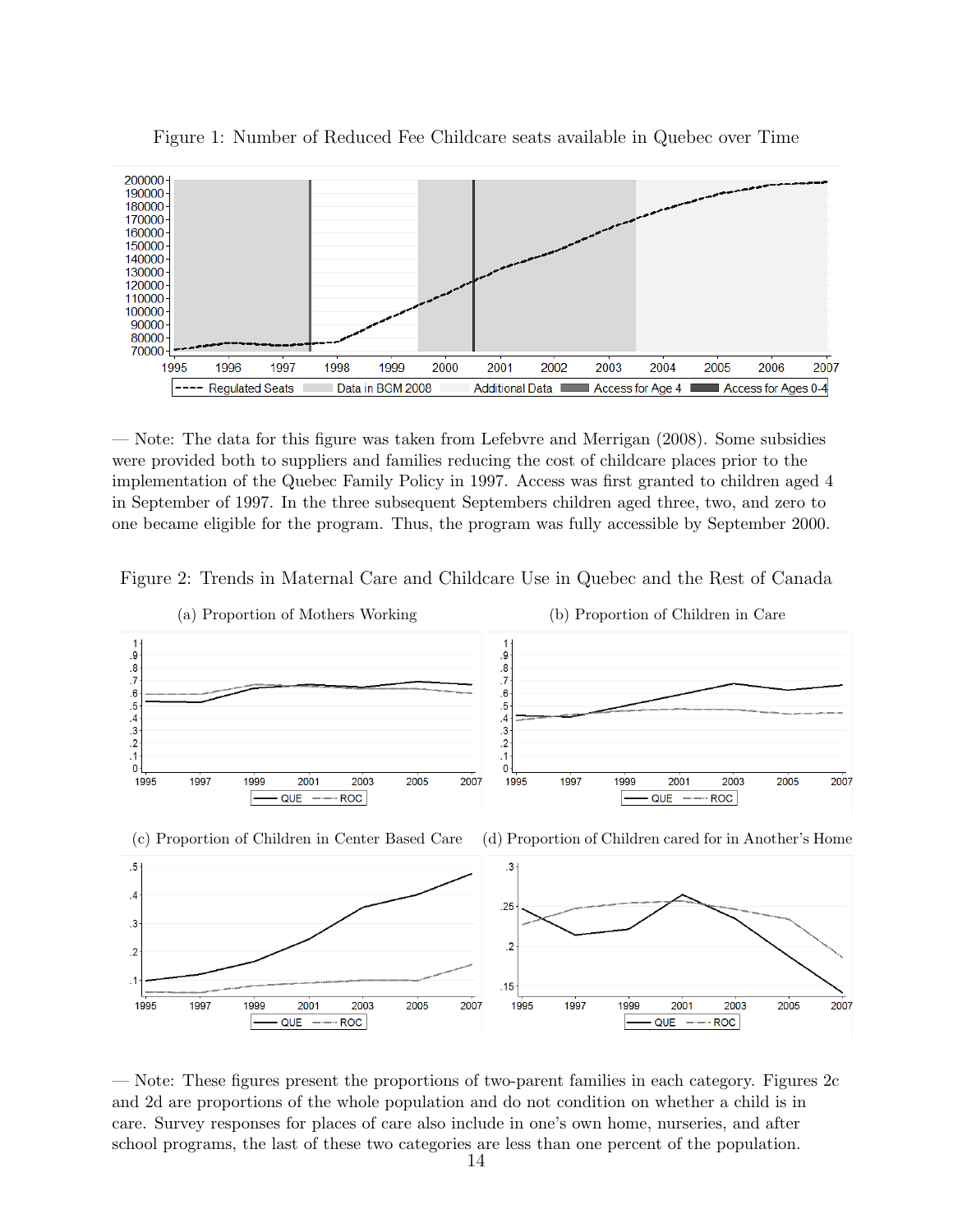Figure 1: Number of Reduced Fee Childcare seats available in Quebec over Time

— Note: The data for this figure was taken from Lefebvre and Merrigan (2008). Some subsidies were provided both to suppliers and families reducing the cost of childcare places prior to the implementation of the Quebec Family Policy in 1997. Access was first granted to children aged 4 in September of 1997. In the three subsequent Septembers children aged three, two, and zero to one became eligible for the program. Thus, the program was fully accessible by September 2000.

Figure 2: Trends in Maternal Care and Childcare Use in Quebec and the Rest of Canada

(a) Proportion of Mothers Working

(b) Proportion of Children in Care

(c) Proportion of Children in Center Based Care

(d) Proportion of Children cared for in Another's Home

— Note: These figures present the proportions of two-parent families in each category. Figures 2c and 2d are proportions of the whole population and do not condition on whether a child is in care. Survey responses for places of care also include in one's own home, nurseries, and after school programs, the last of these two categories are less than one percent of the population.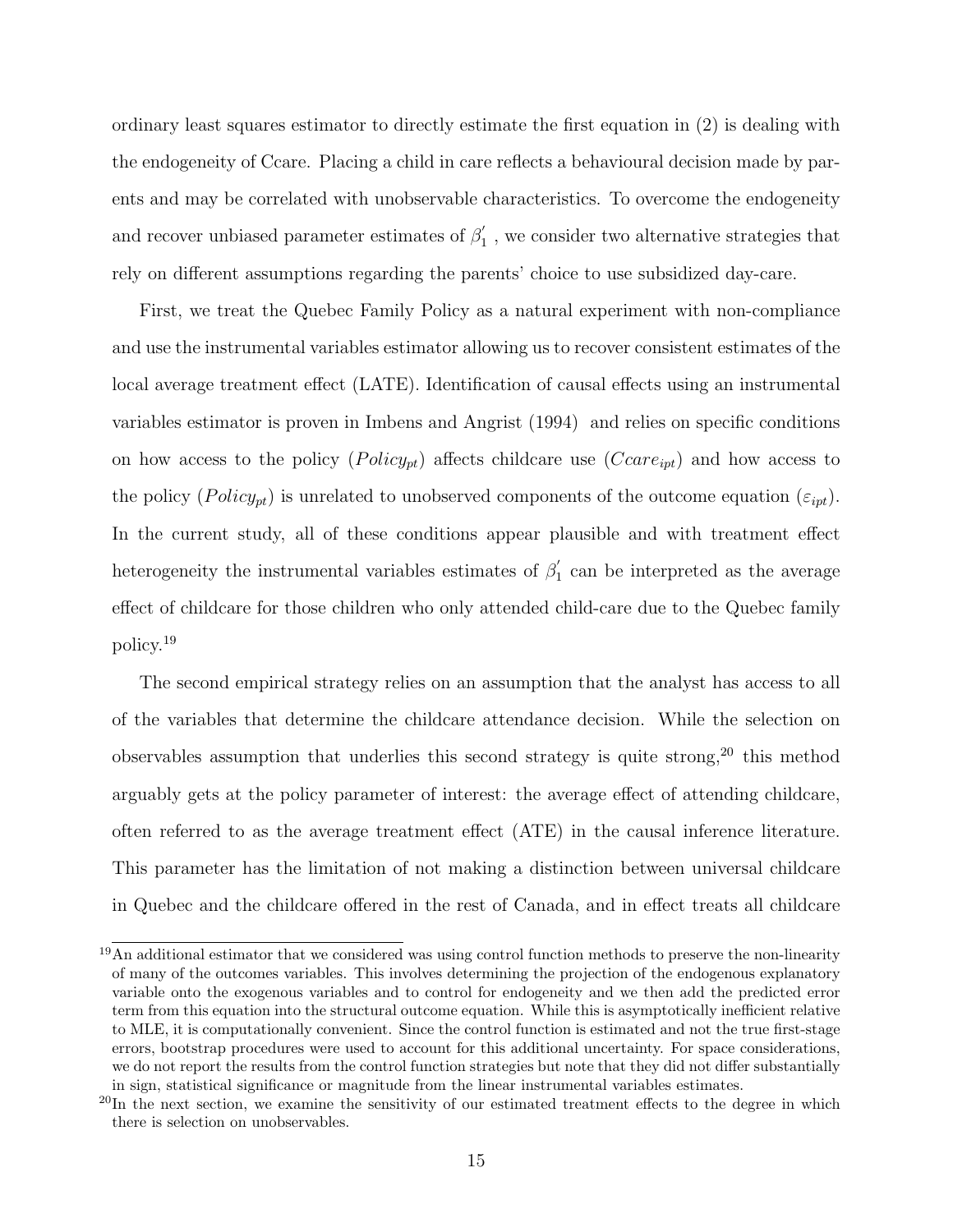ordinary least squares estimator to directly estimate the first equation in (2) is dealing with the endogeneity of Ccare. Placing a child in care reflects a behavioural decision made by parents and may be correlated with unobservable characteristics. To overcome the endogeneity and recover unbiased parameter estimates of $\beta_1^{'}$ , we consider two alternative strategies that rely on different assumptions regarding the parents' choice to use subsidized day-care.

First, we treat the Quebec Family Policy as a natural experiment with non-compliance and use the instrumental variables estimator allowing us to recover consistent estimates of the local average treatment effect (LATE). Identification of causal effects using an instrumental variables estimator is proven in Imbens and Angrist (1994) and relies on specific conditions on how access to the policy ($Policy_{pt}$) affects childcare use ($Ccare_{ipt}$) and how access to the policy ($Policy_{pt}$) is unrelated to unobserved components of the outcome equation ($\varepsilon_{ipt}$). In the current study, all of these conditions appear plausible and with treatment effect heterogeneity the instrumental variables estimates of $\beta_1^{'}$ can be interpreted as the average effect of childcare for those children who only attended child-care due to the Quebec family policy.[19]

The second empirical strategy relies on an assumption that the analyst has access to all of the variables that determine the childcare attendance decision. While the selection on observables assumption that underlies this second strategy is quite strong,[20] this method arguably gets at the policy parameter of interest: the average effect of attending childcare, often referred to as the average treatment effect (ATE) in the causal inference literature. This parameter has the limitation of not making a distinction between universal childcare in Quebec and the childcare offered in the rest of Canada, and in effect treats all childcare

[19] An additional estimator that we considered was using control function methods to preserve the non-linearity of many of the outcomes variables. This involves determining the projection of the endogenous explanatory variable onto the exogenous variables and to control for endogeneity and we then add the predicted error term from this equation into the structural outcome equation. While this is asymptotically inefficient relative to MLE, it is computationally convenient. Since the control function is estimated and not the true first-stage errors, bootstrap procedures were used to account for this additional uncertainty. For space considerations, we do not report the results from the control function strategies but note that they did not differ substantially in sign, statistical significance or magnitude from the linear instrumental variables estimates.

[20] In the next section, we examine the sensitivity of our estimated treatment effects to the degree in which there is selection on unobservables.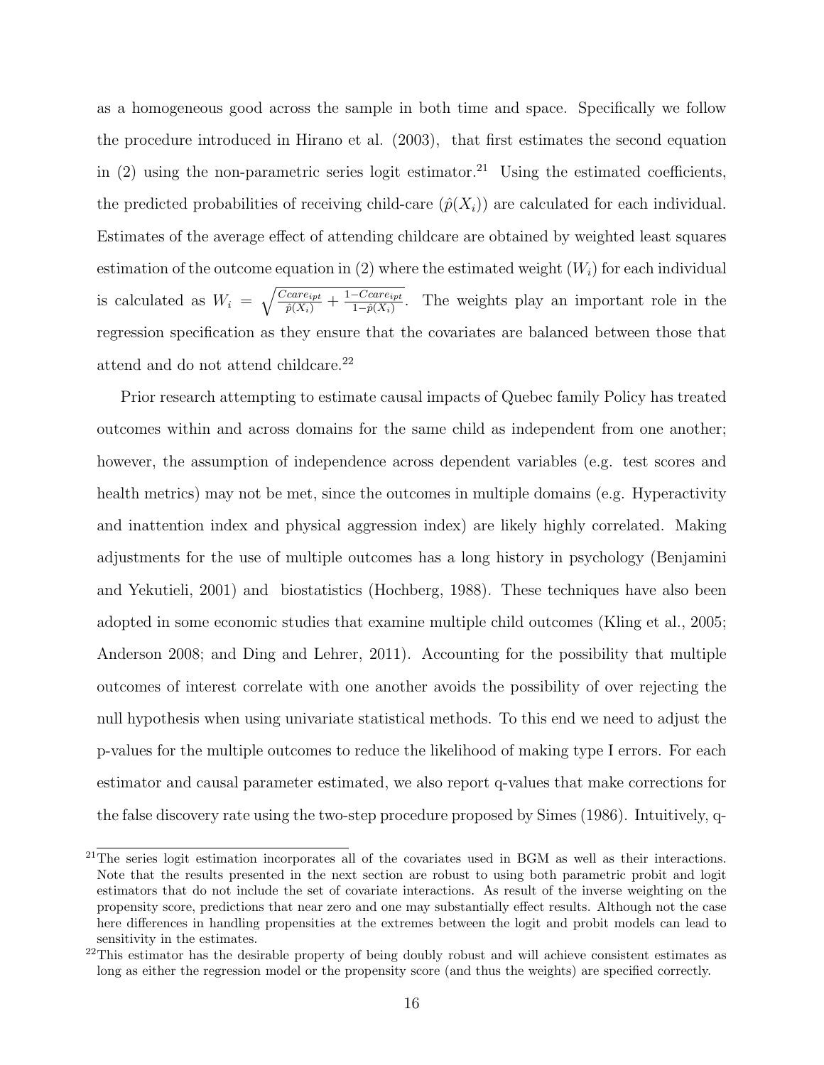as a homogeneous good across the sample in both time and space. Specifically we follow the procedure introduced in Hirano et al. (2003), that first estimates the second equation in (2) using the non-parametric series logit estimator.[21] Using the estimated coefficients, the predicted probabilities of receiving child-care ($\hat{p}(X_i)$) are calculated for each individual. Estimates of the average effect of attending childcare are obtained by weighted least squares estimation of the outcome equation in (2) where the estimated weight ($W_i$) for each individual is calculated as $W_i = \sqrt{\frac{Ccare_{ipt}}{\hat{p}(X_i)} + \frac{1-Ccare_{ipt}}{1-\hat{p}(X_i)}}$. The weights play an important role in the regression specification as they ensure that the covariates are balanced between those that attend and do not attend childcare.[22]

Prior research attempting to estimate causal impacts of Quebec family Policy has treated outcomes within and across domains for the same child as independent from one another; however, the assumption of independence across dependent variables (e.g. test scores and health metrics) may not be met, since the outcomes in multiple domains (e.g. Hyperactivity and inattention index and physical aggression index) are likely highly correlated. Making adjustments for the use of multiple outcomes has a long history in psychology (Benjamini and Yekutieli, 2001) and biostatistics (Hochberg, 1988). These techniques have also been adopted in some economic studies that examine multiple child outcomes (Kling et al., 2005; Anderson 2008; and Ding and Lehrer, 2011). Accounting for the possibility that multiple outcomes of interest correlate with one another avoids the possibility of over rejecting the null hypothesis when using univariate statistical methods. To this end we need to adjust the p-values for the multiple outcomes to reduce the likelihood of making type I errors. For each estimator and causal parameter estimated, we also report q-values that make corrections for the false discovery rate using the two-step procedure proposed by Simes (1986). Intuitively, q-

[21] The series logit estimation incorporates all of the covariates used in BGM as well as their interactions. Note that the results presented in the next section are robust to using both parametric probit and logit estimators that do not include the set of covariate interactions. As result of the inverse weighting on the propensity score, predictions that near zero and one may substantially effect results. Although not the case here differences in handling propensities at the extremes between the logit and probit models can lead to sensitivity in the estimates.

[22] This estimator has the desirable property of being doubly robust and will achieve consistent estimates as long as either the regression model or the propensity score (and thus the weights) are specified correctly.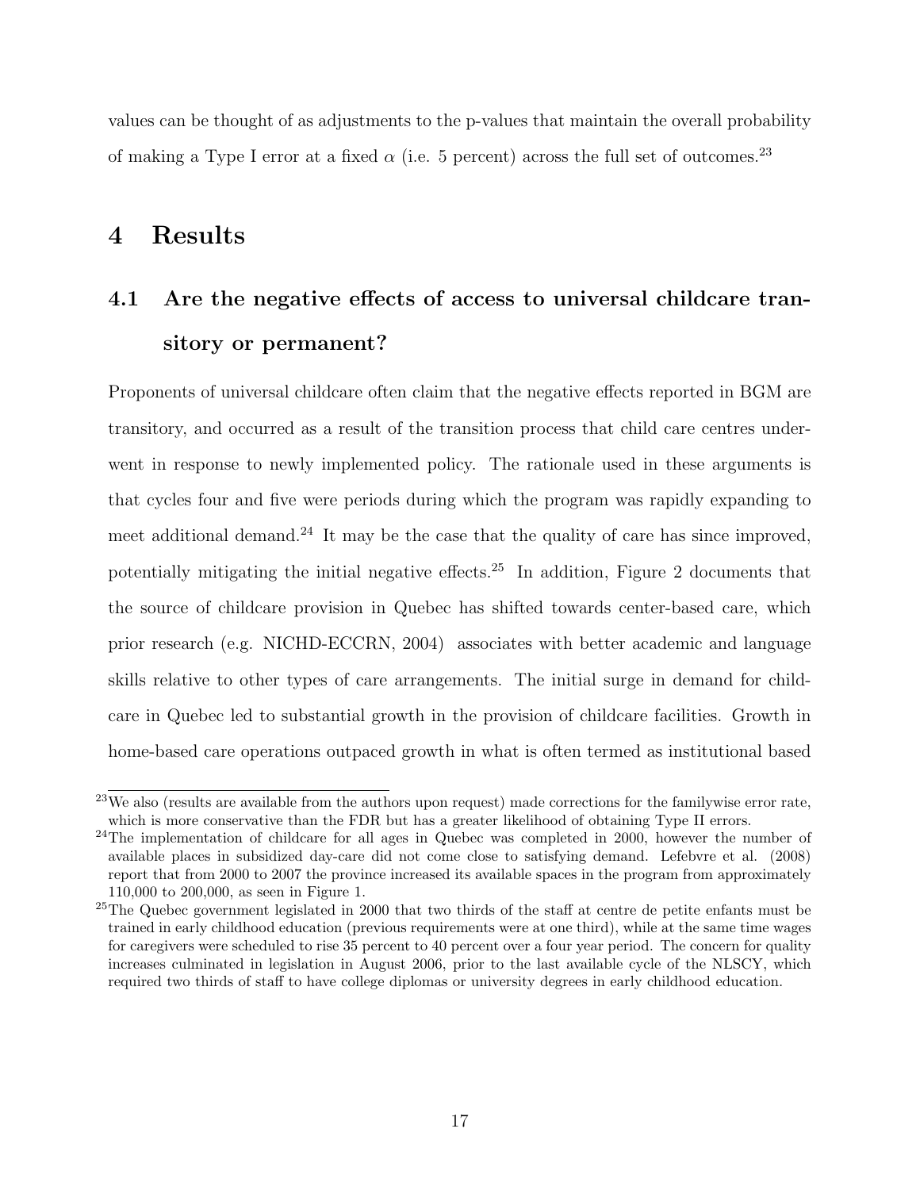values can be thought of as adjustments to the p-values that maintain the overall probability of making a Type I error at a fixed $\alpha$ (i.e. 5 percent) across the full set of outcomes.[23]

# 4 Results

## 4.1 Are the negative effects of access to universal childcare transitory or permanent?

Proponents of universal childcare often claim that the negative effects reported in BGM are transitory, and occurred as a result of the transition process that child care centres underwent in response to newly implemented policy. The rationale used in these arguments is that cycles four and five were periods during which the program was rapidly expanding to meet additional demand.[24] It may be the case that the quality of care has since improved, potentially mitigating the initial negative effects.[25] In addition, Figure 2 documents that the source of childcare provision in Quebec has shifted towards center-based care, which prior research (e.g. NICHD-ECCRN, 2004) associates with better academic and language skills relative to other types of care arrangements. The initial surge in demand for childcare in Quebec led to substantial growth in the provision of childcare facilities. Growth in home-based care operations outpaced growth in what is often termed as institutional based

[23]We also (results are available from the authors upon request) made corrections for the familywise error rate, which is more conservative than the FDR but has a greater likelihood of obtaining Type II errors.

[24]The implementation of childcare for all ages in Quebec was completed in 2000, however the number of available places in subsidized day-care did not come close to satisfying demand. Lefebvre et al. (2008) report that from 2000 to 2007 the province increased its available spaces in the program from approximately 110,000 to 200,000, as seen in Figure 1.

[25]The Quebec government legislated in 2000 that two thirds of the staff at centre de petite enfants must be trained in early childhood education (previous requirements were at one third), while at the same time wages for caregivers were scheduled to rise 35 percent to 40 percent over a four year period. The concern for quality increases culminated in legislation in August 2006, prior to the last available cycle of the NLSCY, which required two thirds of staff to have college diplomas or university degrees in early childhood education.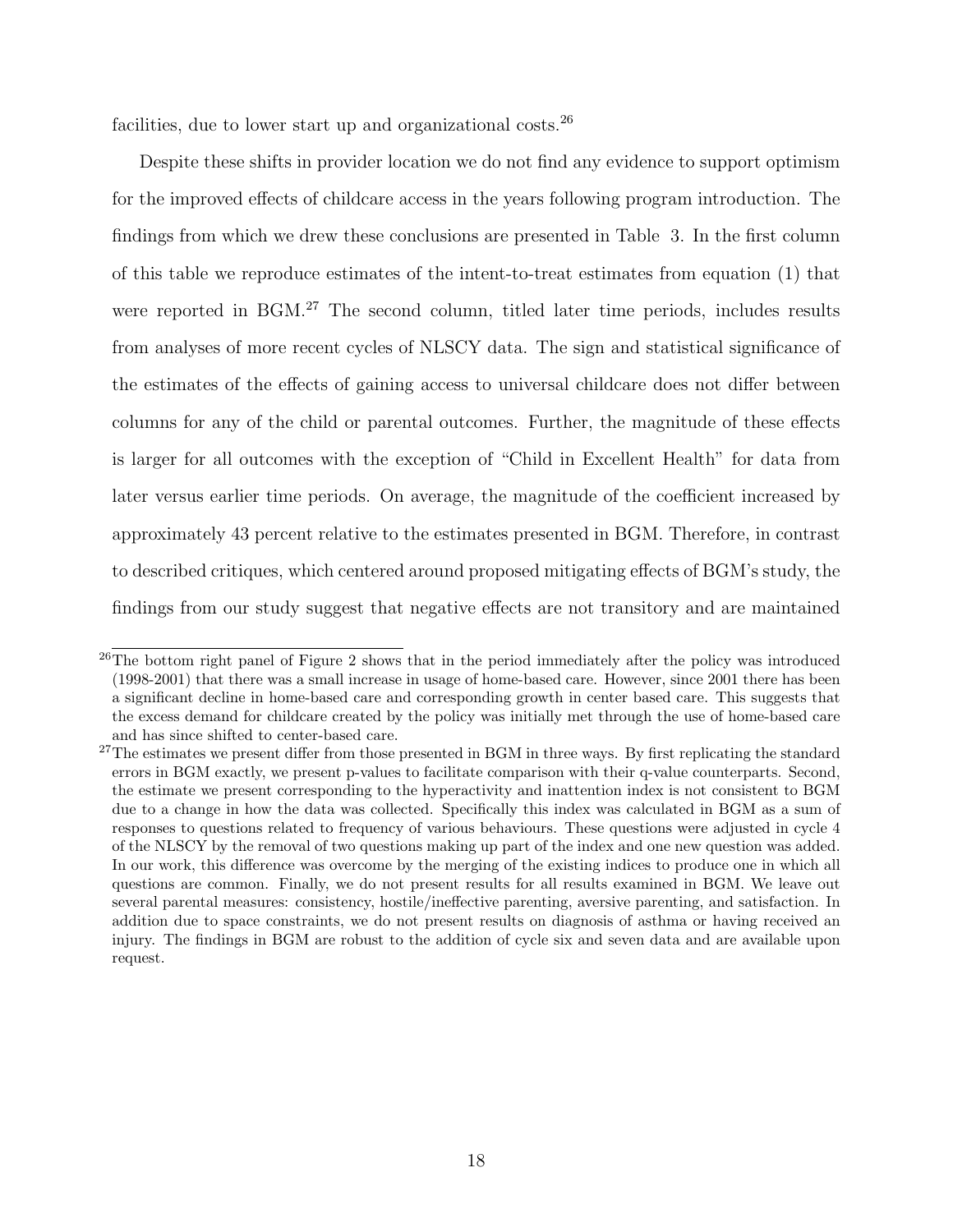facilities, due to lower start up and organizational costs.[26]

Despite these shifts in provider location we do not find any evidence to support optimism for the improved effects of childcare access in the years following program introduction. The findings from which we drew these conclusions are presented in Table 3. In the first column of this table we reproduce estimates of the intent-to-treat estimates from equation (1) that were reported in BGM.[27] The second column, titled later time periods, includes results from analyses of more recent cycles of NLSCY data. The sign and statistical significance of the estimates of the effects of gaining access to universal childcare does not differ between columns for any of the child or parental outcomes. Further, the magnitude of these effects is larger for all outcomes with the exception of "Child in Excellent Health" for data from later versus earlier time periods. On average, the magnitude of the coefficient increased by approximately 43 percent relative to the estimates presented in BGM. Therefore, in contrast to described critiques, which centered around proposed mitigating effects of BGM's study, the findings from our study suggest that negative effects are not transitory and are maintained

[26] The bottom right panel of Figure 2 shows that in the period immediately after the policy was introduced (1998-2001) that there was a small increase in usage of home-based care. However, since 2001 there has been a significant decline in home-based care and corresponding growth in center based care. This suggests that the excess demand for childcare created by the policy was initially met through the use of home-based care and has since shifted to center-based care.

[27] The estimates we present differ from those presented in BGM in three ways. By first replicating the standard errors in BGM exactly, we present p-values to facilitate comparison with their q-value counterparts. Second, the estimate we present corresponding to the hyperactivity and inattention index is not consistent to BGM due to a change in how the data was collected. Specifically this index was calculated in BGM as a sum of responses to questions related to frequency of various behaviours. These questions were adjusted in cycle 4 of the NLSCY by the removal of two questions making up part of the index and one new question was added. In our work, this difference was overcome by the merging of the existing indices to produce one in which all questions are common. Finally, we do not present results for all results examined in BGM. We leave out several parental measures: consistency, hostile/ineffective parenting, aversive parenting, and satisfaction. In addition due to space constraints, we do not present results on diagnosis of asthma or having received an injury. The findings in BGM are robust to the addition of cycle six and seven data and are available upon request.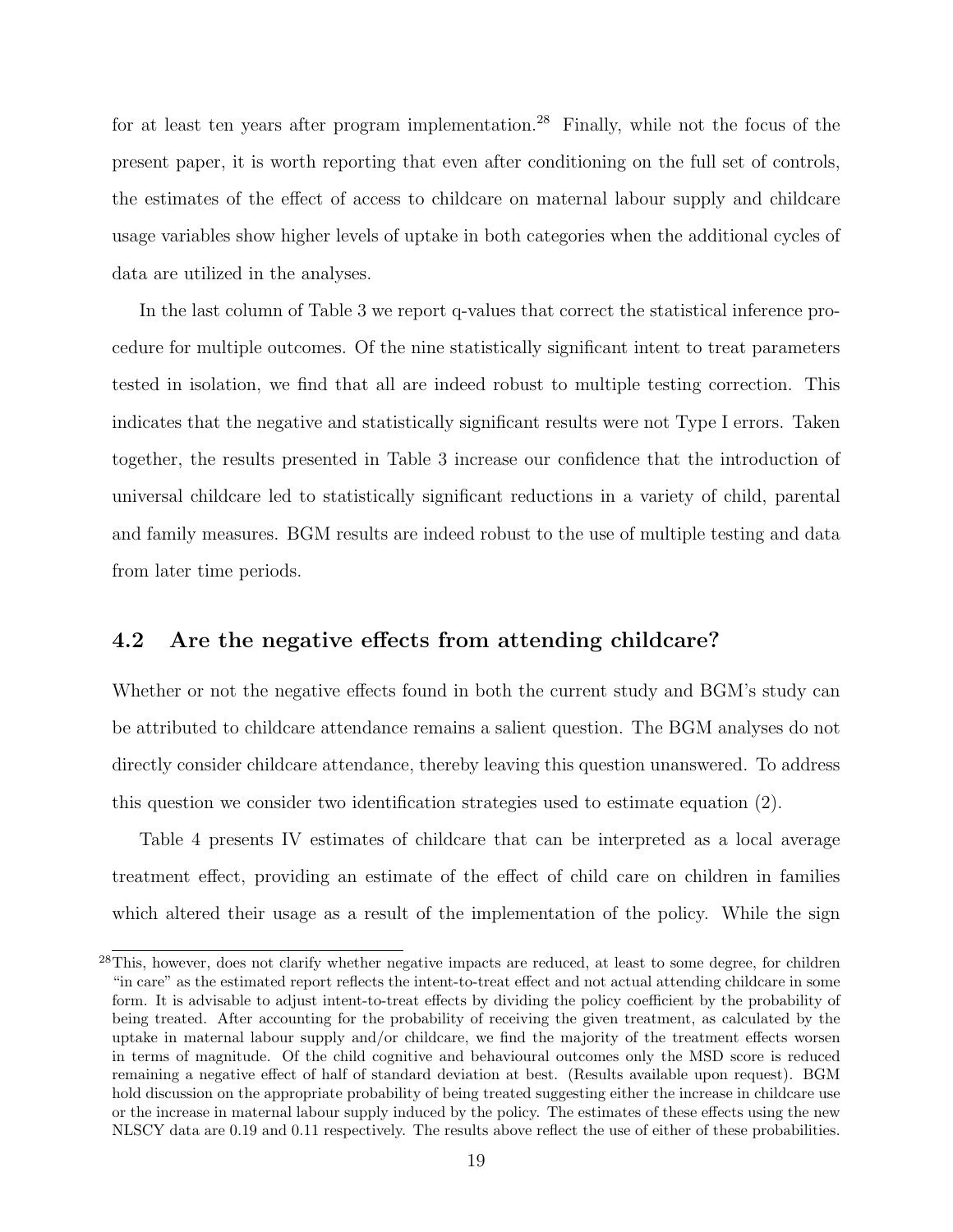for at least ten years after program implementation.[28] Finally, while not the focus of the present paper, it is worth reporting that even after conditioning on the full set of controls, the estimates of the effect of access to childcare on maternal labour supply and childcare usage variables show higher levels of uptake in both categories when the additional cycles of data are utilized in the analyses.

In the last column of Table 3 we report q-values that correct the statistical inference procedure for multiple outcomes. Of the nine statistically significant intent to treat parameters tested in isolation, we find that all are indeed robust to multiple testing correction. This indicates that the negative and statistically significant results were not Type I errors. Taken together, the results presented in Table 3 increase our confidence that the introduction of universal childcare led to statistically significant reductions in a variety of child, parental and family measures. BGM results are indeed robust to the use of multiple testing and data from later time periods.

## 4.2 Are the negative effects from attending childcare?

Whether or not the negative effects found in both the current study and BGM's study can be attributed to childcare attendance remains a salient question. The BGM analyses do not directly consider childcare attendance, thereby leaving this question unanswered. To address this question we consider two identification strategies used to estimate equation (2).

Table 4 presents IV estimates of childcare that can be interpreted as a local average treatment effect, providing an estimate of the effect of child care on children in families which altered their usage as a result of the implementation of the policy. While the sign

[28] This, however, does not clarify whether negative impacts are reduced, at least to some degree, for children "in care" as the estimated report reflects the intent-to-treat effect and not actual attending childcare in some form. It is advisable to adjust intent-to-treat effects by dividing the policy coefficient by the probability of being treated. After accounting for the probability of receiving the given treatment, as calculated by the uptake in maternal labour supply and/or childcare, we find the majority of the treatment effects worsen in terms of magnitude. Of the child cognitive and behavioural outcomes only the MSD score is reduced remaining a negative effect of half of standard deviation at best. (Results available upon request). BGM hold discussion on the appropriate probability of being treated suggesting either the increase in childcare use or the increase in maternal labour supply induced by the policy. The estimates of these effects using the new NLSCY data are 0.19 and 0.11 respectively. The results above reflect the use of either of these probabilities.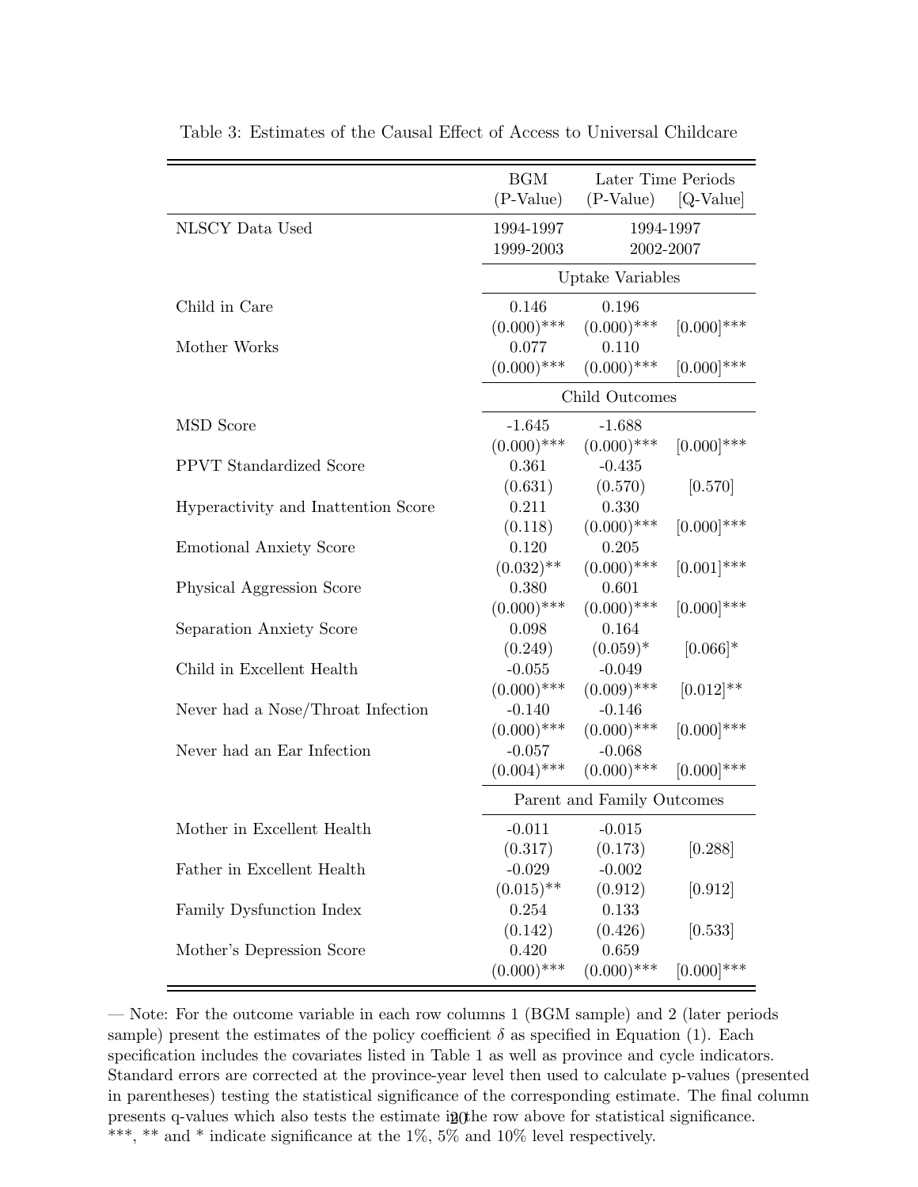Table 3: Estimates of the Causal Effect of Access to Universal Childcare

| | BGM (P-Value) | Later Time Periods (P-Value) | [Q-Value] |
|---|---|---|---|
| NLSCY Data Used | 1994-1997 1999-2003 | 1994-1997 2002-2007 | |
| | Uptake Variables | | |
| Child in Care | 0.146 | 0.196 | |
| | (0.000)*** | (0.000)*** | [0.000]*** |
| Mother Works | 0.077 | 0.110 | |
| | (0.000)*** | (0.000)*** | [0.000]*** |
| | Child Outcomes | | |
| MSD Score | -1.645 | -1.688 | |
| | (0.000)*** | (0.000)*** | [0.000]*** |
| PPVT Standardized Score | 0.361 | -0.435 | |
| | (0.631) | (0.570) | [0.570] |
| Hyperactivity and Inattention Score | 0.211 | 0.330 | |
| | (0.118) | (0.000)*** | [0.000]*** |
| Emotional Anxiety Score | 0.120 | 0.205 | |
| | (0.032)** | (0.000)*** | [0.001]*** |
| Physical Aggression Score | 0.380 | 0.601 | |
| | (0.000)*** | (0.000)*** | [0.000]*** |
| Separation Anxiety Score | 0.098 | 0.164 | |
| | (0.249) | (0.059)* | [0.066]* |
| Child in Excellent Health | -0.055 | -0.049 | |
| | (0.000)*** | (0.009)*** | [0.012]** |
| Never had a Nose/Throat Infection | -0.140 | -0.146 | |
| | (0.000)*** | (0.000)*** | [0.000]*** |
| Never had an Ear Infection | -0.057 | -0.068 | |
| | (0.004)*** | (0.000)*** | [0.000]*** |
| | Parent and Family Outcomes | | |
| Mother in Excellent Health | -0.011 | -0.015 | |
| | (0.317) | (0.173) | [0.288] |
| Father in Excellent Health | -0.029 | -0.002 | |
| | (0.015)** | (0.912) | [0.912] |
| Family Dysfunction Index | 0.254 | 0.133 | |
| | (0.142) | (0.426) | [0.533] |
| Mother's Depression Score | 0.420 | 0.659 | |
| | (0.000)*** | (0.000)*** | [0.000]*** |

— Note: For the outcome variable in each row columns 1 (BGM sample) and 2 (later periods sample) present the estimates of the policy coefficient $\delta$ as specified in Equation (1). Each specification includes the covariates listed in Table 1 as well as province and cycle indicators. Standard errors are corrected at the province-year level then used to calculate p-values (presented in parentheses) testing the statistical significance of the corresponding estimate. The final column presents q-values which also tests the estimate in the row above for statistical significance. ***, ** and * indicate significance at the 1%, 5% and 10% level respectively.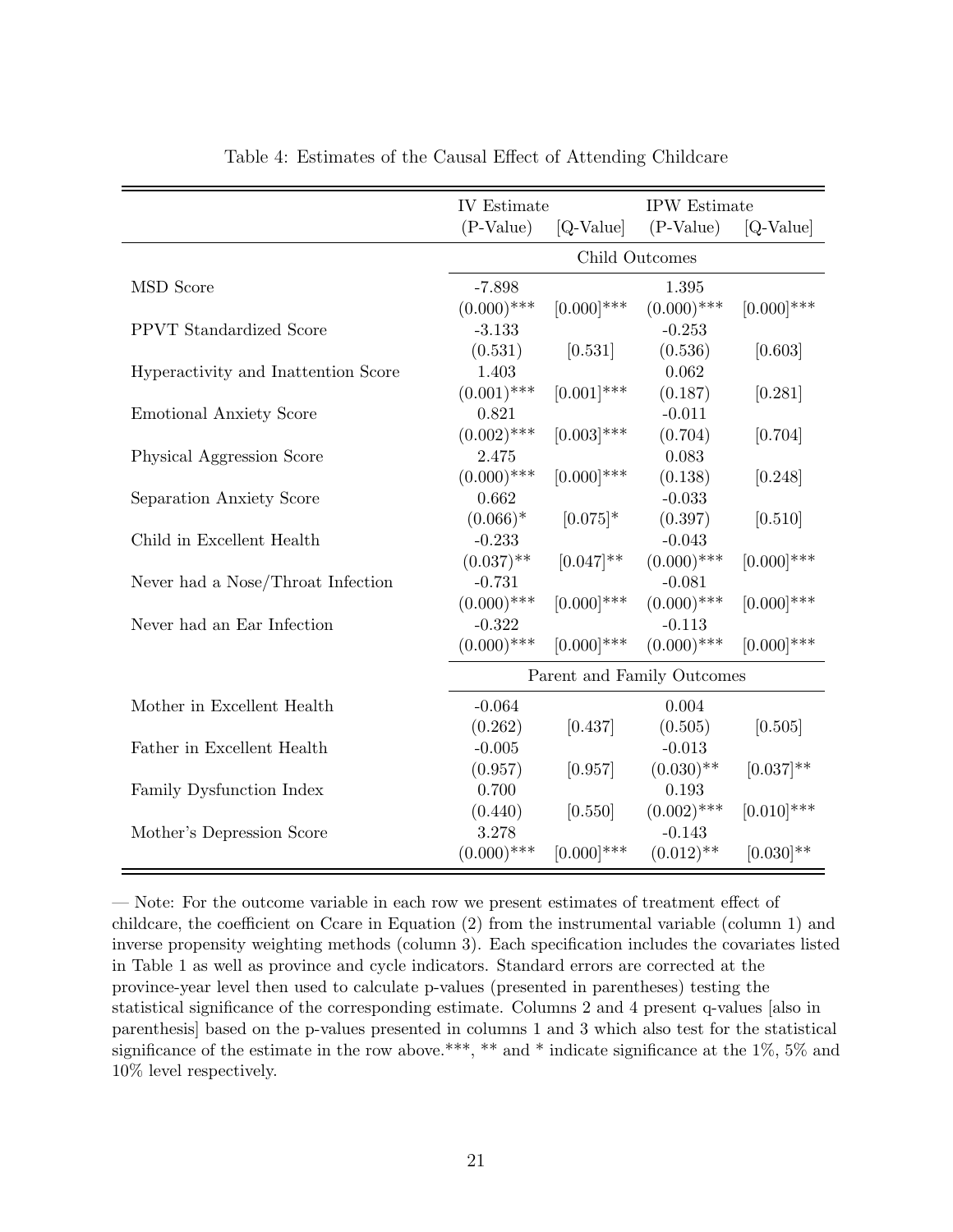Table 4: Estimates of the Causal Effect of Attending Childcare

| | IV Estimate (P-Value) | [Q-Value] | IPW Estimate (P-Value) | [Q-Value] |
|---|---|---|---|---|
| | Child Outcomes | | | |
| MSD Score | -7.898 | | 1.395 | |
| | (0.000)*** | [0.000]*** | (0.000)*** | [0.000]*** |
| PPVT Standardized Score | -3.133 | | -0.253 | |
| | (0.531) | [0.531] | (0.536) | [0.603] |
| Hyperactivity and Inattention Score | 1.403 | | 0.062 | |
| | (0.001)*** | [0.001]*** | (0.187) | [0.281] |
| Emotional Anxiety Score | 0.821 | | -0.011 | |
| | (0.002)*** | [0.003]*** | (0.704) | [0.704] |
| Physical Aggression Score | 2.475 | | 0.083 | |
| | (0.000)*** | [0.000]*** | (0.138) | [0.248] |
| Separation Anxiety Score | 0.662 | | -0.033 | |
| | (0.066)* | [0.075]* | (0.397) | [0.510] |
| Child in Excellent Health | -0.233 | | -0.043 | |
| | (0.037)** | [0.047]** | (0.000)*** | [0.000]*** |
| Never had a Nose/Throat Infection | -0.731 | | -0.081 | |
| | (0.000)*** | [0.000]*** | (0.000)*** | [0.000]*** |
| Never had an Ear Infection | -0.322 | | -0.113 | |
| | (0.000)*** | [0.000]*** | (0.000)*** | [0.000]*** |
| | Parent and Family Outcomes | | | |
| Mother in Excellent Health | -0.064 | | 0.004 | |
| | (0.262) | [0.437] | (0.505) | [0.505] |
| Father in Excellent Health | -0.005 | | -0.013 | |
| | (0.957) | [0.957] | (0.030)** | [0.037]** |
| Family Dysfunction Index | 0.700 | | 0.193 | |
| | (0.440) | [0.550] | (0.002)*** | [0.010]*** |
| Mother's Depression Score | 3.278 | | -0.143 | |
| | (0.000)*** | [0.000]*** | (0.012)** | [0.030]** |

— Note: For the outcome variable in each row we present estimates of treatment effect of childcare, the coefficient on Ccare in Equation (2) from the instrumental variable (column 1) and inverse propensity weighting methods (column 3). Each specification includes the covariates listed in Table 1 as well as province and cycle indicators. Standard errors are corrected at the province-year level then used to calculate p-values (presented in parentheses) testing the statistical significance of the corresponding estimate. Columns 2 and 4 present q-values [also in parenthesis] based on the p-values presented in columns 1 and 3 which also test for the statistical significance of the estimate in the row above.***, ** and * indicate significance at the 1%, 5% and 10% level respectively.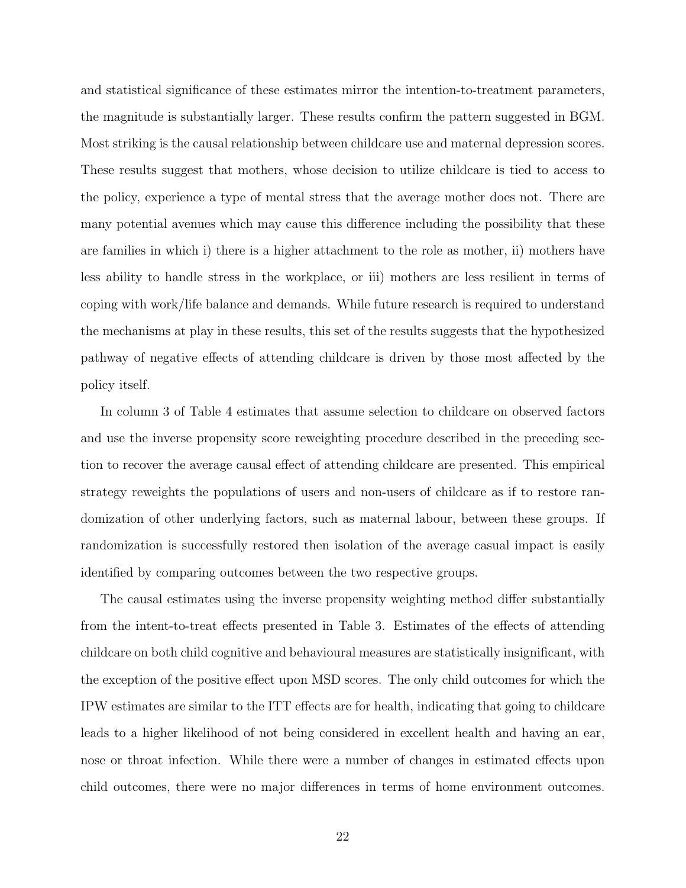and statistical significance of these estimates mirror the intention-to-treatment parameters, the magnitude is substantially larger. These results confirm the pattern suggested in BGM. Most striking is the causal relationship between childcare use and maternal depression scores. These results suggest that mothers, whose decision to utilize childcare is tied to access to the policy, experience a type of mental stress that the average mother does not. There are many potential avenues which may cause this difference including the possibility that these are families in which i) there is a higher attachment to the role as mother, ii) mothers have less ability to handle stress in the workplace, or iii) mothers are less resilient in terms of coping with work/life balance and demands. While future research is required to understand the mechanisms at play in these results, this set of the results suggests that the hypothesized pathway of negative effects of attending childcare is driven by those most affected by the policy itself.

In column 3 of Table 4 estimates that assume selection to childcare on observed factors and use the inverse propensity score reweighting procedure described in the preceding section to recover the average causal effect of attending childcare are presented. This empirical strategy reweights the populations of users and non-users of childcare as if to restore randomization of other underlying factors, such as maternal labour, between these groups. If randomization is successfully restored then isolation of the average casual impact is easily identified by comparing outcomes between the two respective groups.

The causal estimates using the inverse propensity weighting method differ substantially from the intent-to-treat effects presented in Table 3. Estimates of the effects of attending childcare on both child cognitive and behavioural measures are statistically insignificant, with the exception of the positive effect upon MSD scores. The only child outcomes for which the IPW estimates are similar to the ITT effects are for health, indicating that going to childcare leads to a higher likelihood of not being considered in excellent health and having an ear, nose or throat infection. While there were a number of changes in estimated effects upon child outcomes, there were no major differences in terms of home environment outcomes.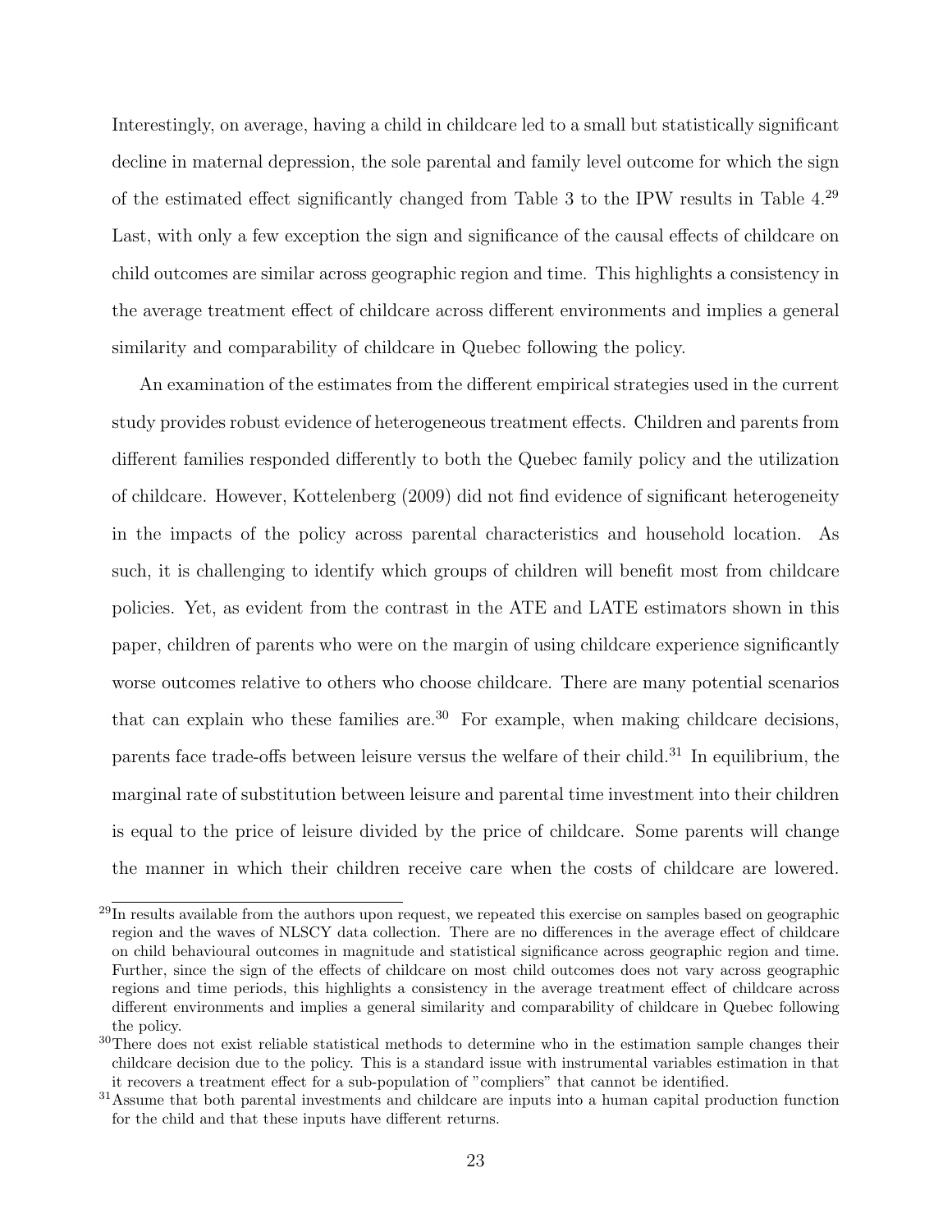Interestingly, on average, having a child in childcare led to a small but statistically significant decline in maternal depression, the sole parental and family level outcome for which the sign of the estimated effect significantly changed from Table 3 to the IPW results in Table 4.[29] Last, with only a few exception the sign and significance of the causal effects of childcare on child outcomes are similar across geographic region and time. This highlights a consistency in the average treatment effect of childcare across different environments and implies a general similarity and comparability of childcare in Quebec following the policy.

An examination of the estimates from the different empirical strategies used in the current study provides robust evidence of heterogeneous treatment effects. Children and parents from different families responded differently to both the Quebec family policy and the utilization of childcare. However, Kottelenberg (2009) did not find evidence of significant heterogeneity in the impacts of the policy across parental characteristics and household location. As such, it is challenging to identify which groups of children will benefit most from childcare policies. Yet, as evident from the contrast in the ATE and LATE estimators shown in this paper, children of parents who were on the margin of using childcare experience significantly worse outcomes relative to others who choose childcare. There are many potential scenarios that can explain who these families are.[30] For example, when making childcare decisions, parents face trade-offs between leisure versus the welfare of their child.[31] In equilibrium, the marginal rate of substitution between leisure and parental time investment into their children is equal to the price of leisure divided by the price of childcare. Some parents will change the manner in which their children receive care when the costs of childcare are lowered.

[29] In results available from the authors upon request, we repeated this exercise on samples based on geographic region and the waves of NLSCY data collection. There are no differences in the average effect of childcare on child behavioural outcomes in magnitude and statistical significance across geographic region and time. Further, since the sign of the effects of childcare on most child outcomes does not vary across geographic regions and time periods, this highlights a consistency in the average treatment effect of childcare across different environments and implies a general similarity and comparability of childcare in Quebec following the policy.

[30] There does not exist reliable statistical methods to determine who in the estimation sample changes their childcare decision due to the policy. This is a standard issue with instrumental variables estimation in that it recovers a treatment effect for a sub-population of "compliers" that cannot be identified.

[31] Assume that both parental investments and childcare are inputs into a human capital production function for the child and that these inputs have different returns.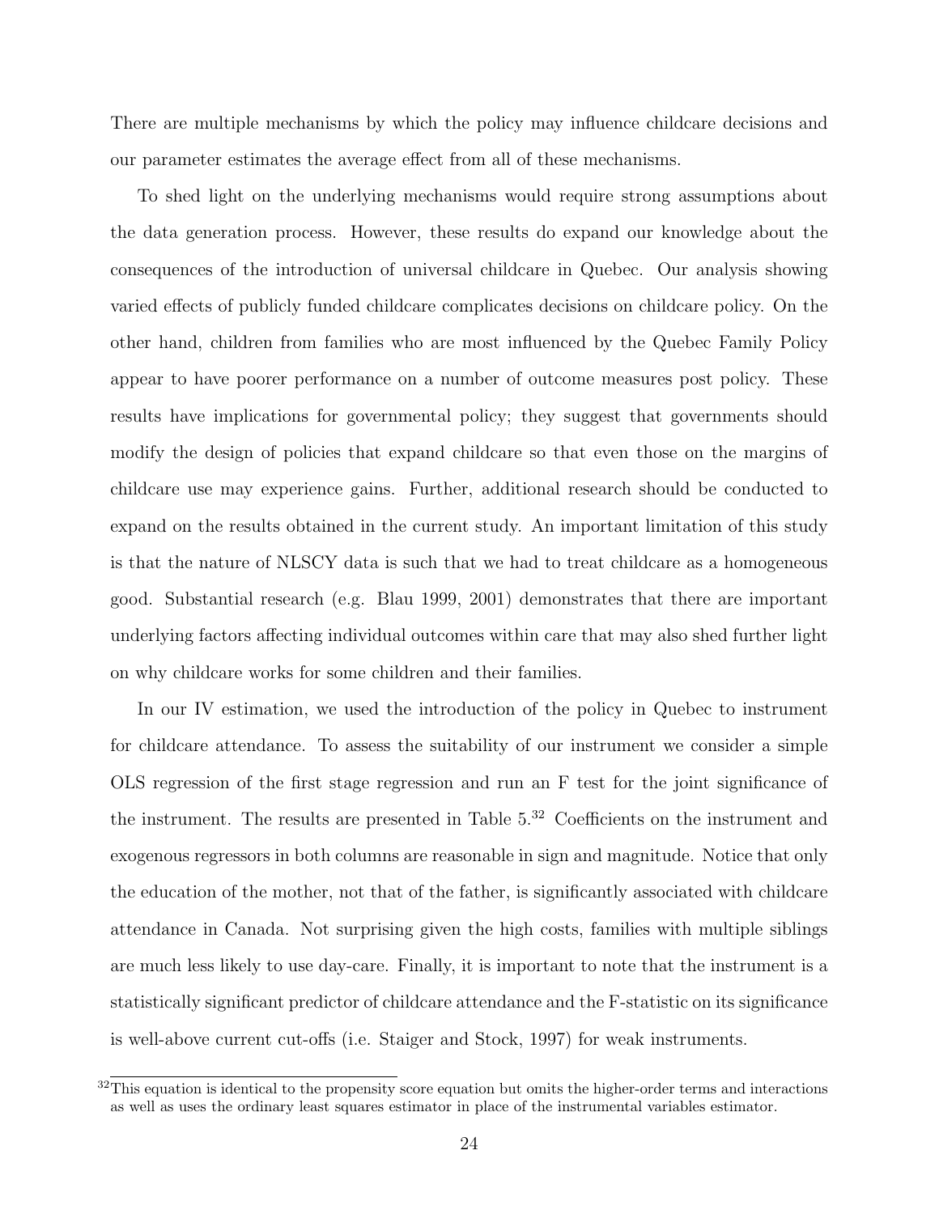There are multiple mechanisms by which the policy may influence childcare decisions and our parameter estimates the average effect from all of these mechanisms.

To shed light on the underlying mechanisms would require strong assumptions about the data generation process. However, these results do expand our knowledge about the consequences of the introduction of universal childcare in Quebec. Our analysis showing varied effects of publicly funded childcare complicates decisions on childcare policy. On the other hand, children from families who are most influenced by the Quebec Family Policy appear to have poorer performance on a number of outcome measures post policy. These results have implications for governmental policy; they suggest that governments should modify the design of policies that expand childcare so that even those on the margins of childcare use may experience gains. Further, additional research should be conducted to expand on the results obtained in the current study. An important limitation of this study is that the nature of NLSCY data is such that we had to treat childcare as a homogeneous good. Substantial research (e.g. Blau 1999, 2001) demonstrates that there are important underlying factors affecting individual outcomes within care that may also shed further light on why childcare works for some children and their families.

In our IV estimation, we used the introduction of the policy in Quebec to instrument for childcare attendance. To assess the suitability of our instrument we consider a simple OLS regression of the first stage regression and run an F test for the joint significance of the instrument. The results are presented in Table 5.[32] Coefficients on the instrument and exogenous regressors in both columns are reasonable in sign and magnitude. Notice that only the education of the mother, not that of the father, is significantly associated with childcare attendance in Canada. Not surprising given the high costs, families with multiple siblings are much less likely to use day-care. Finally, it is important to note that the instrument is a statistically significant predictor of childcare attendance and the F-statistic on its significance is well-above current cut-offs (i.e. Staiger and Stock, 1997) for weak instruments.

[32] This equation is identical to the propensity score equation but omits the higher-order terms and interactions as well as uses the ordinary least squares estimator in place of the instrumental variables estimator.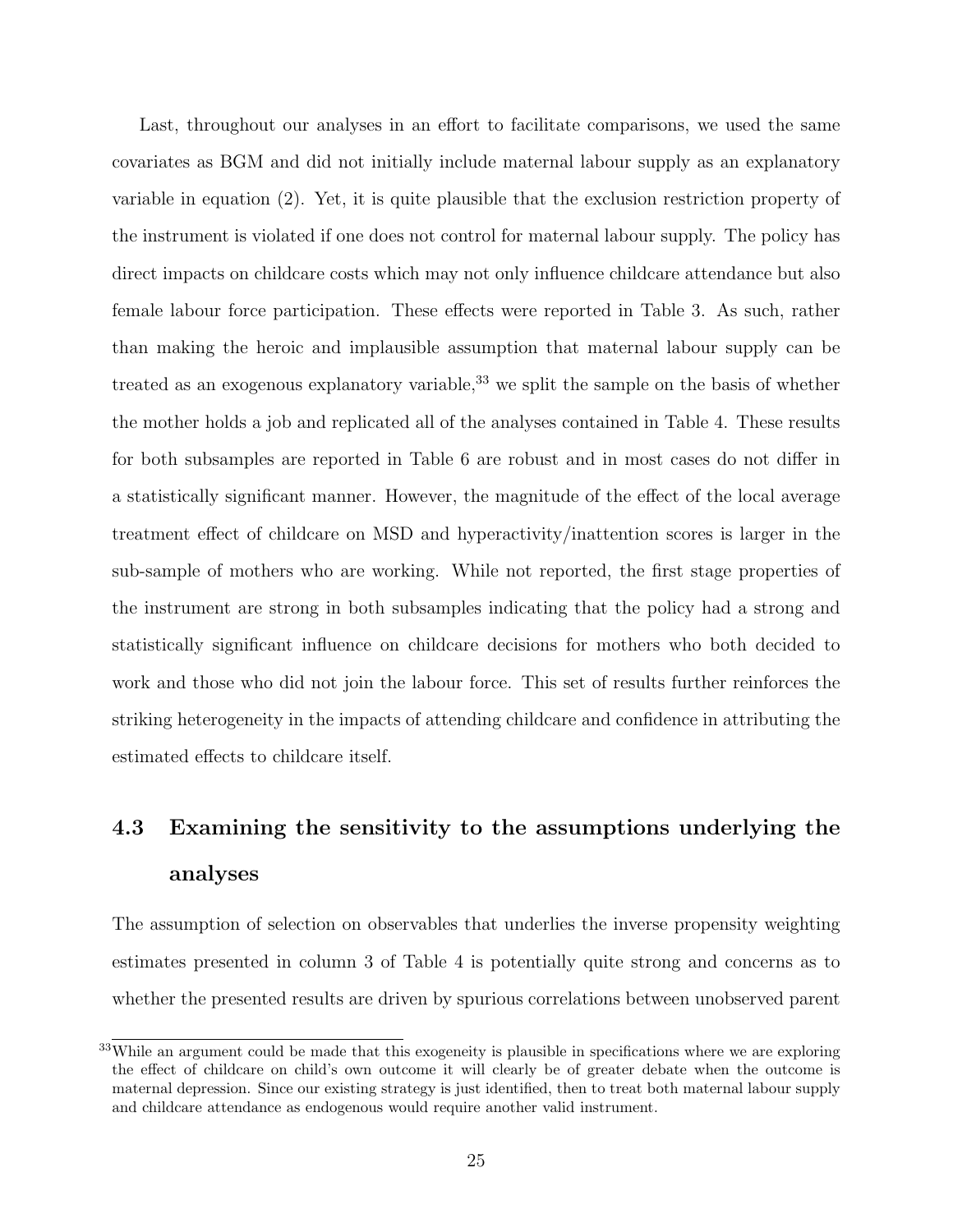Last, throughout our analyses in an effort to facilitate comparisons, we used the same covariates as BGM and did not initially include maternal labour supply as an explanatory variable in equation (2). Yet, it is quite plausible that the exclusion restriction property of the instrument is violated if one does not control for maternal labour supply. The policy has direct impacts on childcare costs which may not only influence childcare attendance but also female labour force participation. These effects were reported in Table 3. As such, rather than making the heroic and implausible assumption that maternal labour supply can be treated as an exogenous explanatory variable,[33] we split the sample on the basis of whether the mother holds a job and replicated all of the analyses contained in Table 4. These results for both subsamples are reported in Table 6 are robust and in most cases do not differ in a statistically significant manner. However, the magnitude of the effect of the local average treatment effect of childcare on MSD and hyperactivity/inattention scores is larger in the sub-sample of mothers who are working. While not reported, the first stage properties of the instrument are strong in both subsamples indicating that the policy had a strong and statistically significant influence on childcare decisions for mothers who both decided to work and those who did not join the labour force. This set of results further reinforces the striking heterogeneity in the impacts of attending childcare and confidence in attributing the estimated effects to childcare itself.

## 4.3 Examining the sensitivity to the assumptions underlying the analyses

The assumption of selection on observables that underlies the inverse propensity weighting estimates presented in column 3 of Table 4 is potentially quite strong and concerns as to whether the presented results are driven by spurious correlations between unobserved parent

[33] While an argument could be made that this exogeneity is plausible in specifications where we are exploring the effect of childcare on child's own outcome it will clearly be of greater debate when the outcome is maternal depression. Since our existing strategy is just identified, then to treat both maternal labour supply and childcare attendance as endogenous would require another valid instrument.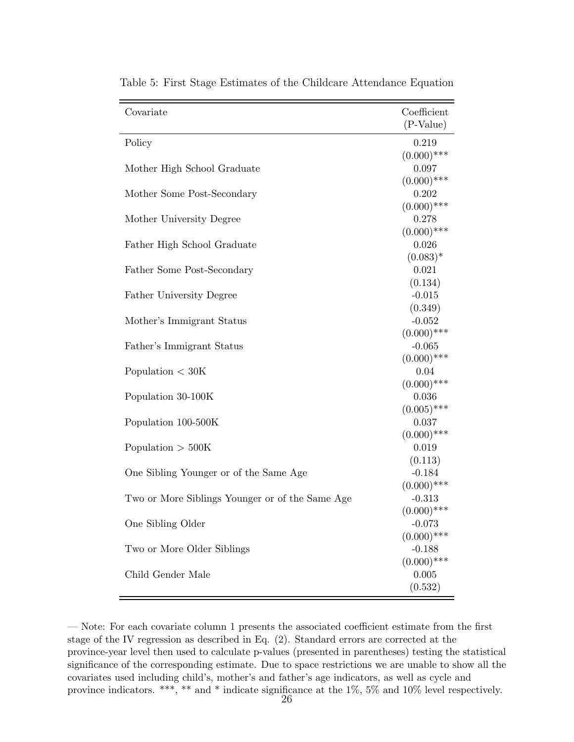Table 5: First Stage Estimates of the Childcare Attendance Equation

| Covariate | Coefficient (P-Value) |
|---|---|
| Policy | 0.219 (0.000)*** |
| Mother High School Graduate | 0.097 (0.000)*** |
| Mother Some Post-Secondary | 0.202 (0.000)*** |
| Mother University Degree | 0.278 (0.000)*** |
| Father High School Graduate | 0.026 (0.083)* |
| Father Some Post-Secondary | 0.021 (0.134) |
| Father University Degree | -0.015 (0.349) |
| Mother's Immigrant Status | -0.052 (0.000)*** |
| Father's Immigrant Status | -0.065 (0.000)*** |
| Population < 30K | 0.04 (0.000)*** |
| Population 30-100K | 0.036 (0.005)*** |
| Population 100-500K | 0.037 (0.000)*** |
| Population > 500K | 0.019 (0.113) |
| One Sibling Younger or of the Same Age | -0.184 (0.000)*** |
| Two or More Siblings Younger or of the Same Age | -0.313 (0.000)*** |
| One Sibling Older | -0.073 (0.000)*** |
| Two or More Older Siblings | -0.188 (0.000)*** |
| Child Gender Male | 0.005 (0.532) |

— Note: For each covariate column 1 presents the associated coefficient estimate from the first stage of the IV regression as described in Eq. (2). Standard errors are corrected at the province-year level then used to calculate p-values (presented in parentheses) testing the statistical significance of the corresponding estimate. Due to space restrictions we are unable to show all the covariates used including child's, mother's and father's age indicators, as well as cycle and province indicators. ***, ** and * indicate significance at the 1%, 5% and 10% level respectively.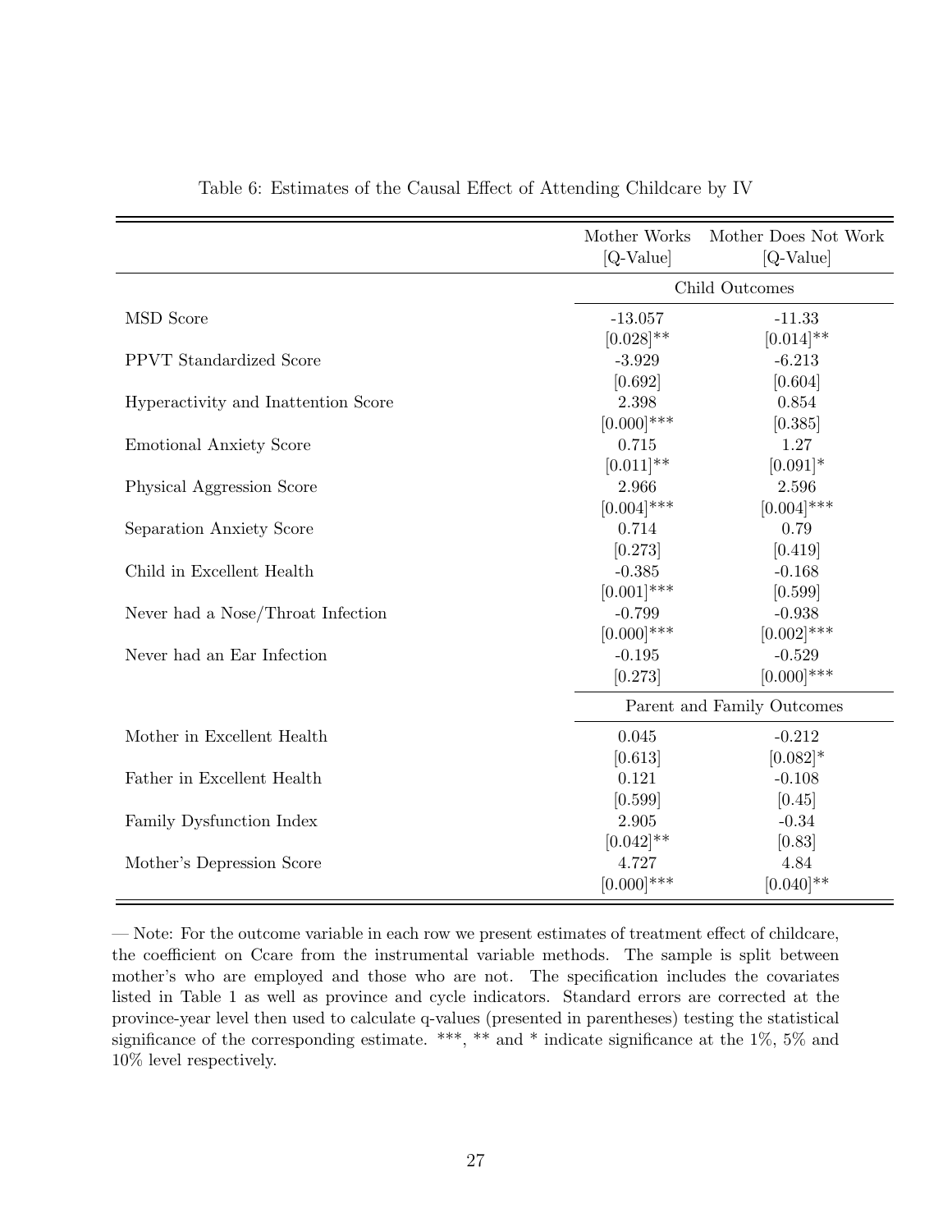Table 6: Estimates of the Causal Effect of Attending Childcare by IV

| | Mother Works [Q-Value] | Mother Does Not Work [Q-Value] |
|---|---|---|
| | Child Outcomes | |
| MSD Score | -13.057 | -11.33 |
| | [0.028]** | [0.014]** |
| PPVT Standardized Score | -3.929 | -6.213 |
| | [0.692] | [0.604] |
| Hyperactivity and Inattention Score | 2.398 | 0.854 |
| | [0.000]*** | [0.385] |
| Emotional Anxiety Score | 0.715 | 1.27 |
| | [0.011]** | [0.091]* |
| Physical Aggression Score | 2.966 | 2.596 |
| | [0.004]*** | [0.004]*** |
| Separation Anxiety Score | 0.714 | 0.79 |
| | [0.273] | [0.419] |
| Child in Excellent Health | -0.385 | -0.168 |
| | [0.001]*** | [0.599] |
| Never had a Nose/Throat Infection | -0.799 | -0.938 |
| | [0.000]*** | [0.002]*** |
| Never had an Ear Infection | -0.195 | -0.529 |
| | [0.273] | [0.000]*** |
| | Parent and Family Outcomes | |
| Mother in Excellent Health | 0.045 | -0.212 |
| | [0.613] | [0.082]* |
| Father in Excellent Health | 0.121 | -0.108 |
| | [0.599] | [0.45] |
| Family Dysfunction Index | 2.905 | -0.34 |
| | [0.042]** | [0.83] |
| Mother's Depression Score | 4.727 | 4.84 |
| | [0.000]*** | [0.040]** |

— Note: For the outcome variable in each row we present estimates of treatment effect of childcare, the coefficient on Ccare from the instrumental variable methods. The sample is split between mother's who are employed and those who are not. The specification includes the covariates listed in Table 1 as well as province and cycle indicators. Standard errors are corrected at the province-year level then used to calculate q-values (presented in parentheses) testing the statistical significance of the corresponding estimate. ***, ** and * indicate significance at the 1%, 5% and 10% level respectively.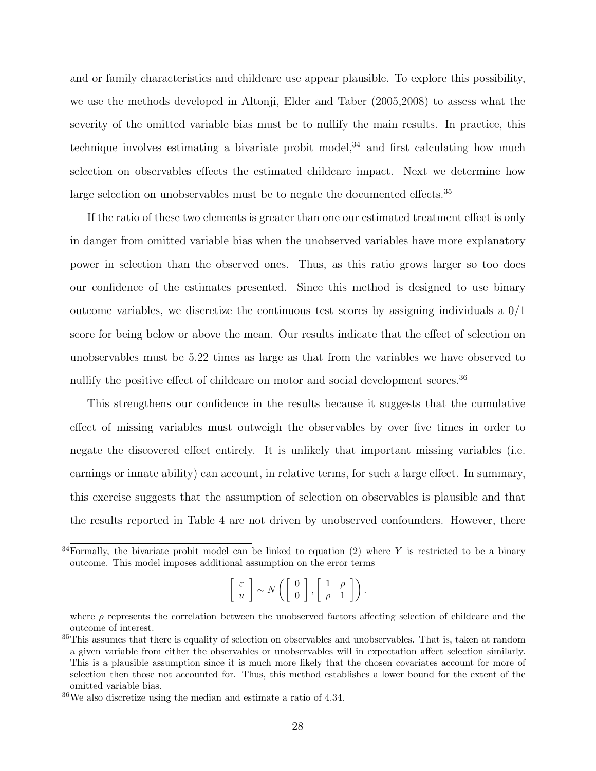and or family characteristics and childcare use appear plausible. To explore this possibility, we use the methods developed in Altonji, Elder and Taber (2005,2008) to assess what the severity of the omitted variable bias must be to nullify the main results. In practice, this technique involves estimating a bivariate probit model,[34] and first calculating how much selection on observables effects the estimated childcare impact. Next we determine how large selection on unobservables must be to negate the documented effects.[35]

If the ratio of these two elements is greater than one our estimated treatment effect is only in danger from omitted variable bias when the unobserved variables have more explanatory power in selection than the observed ones. Thus, as this ratio grows larger so too does our confidence of the estimates presented. Since this method is designed to use binary outcome variables, we discretize the continuous test scores by assigning individuals a 0/1 score for being below or above the mean. Our results indicate that the effect of selection on unobservables must be 5.22 times as large as that from the variables we have observed to nullify the positive effect of childcare on motor and social development scores.[36]

This strengthens our confidence in the results because it suggests that the cumulative effect of missing variables must outweigh the observables by over five times in order to negate the discovered effect entirely. It is unlikely that important missing variables (i.e. earnings or innate ability) can account, in relative terms, for such a large effect. In summary, this exercise suggests that the assumption of selection on observables is plausible and that the results reported in Table 4 are not driven by unobserved confounders. However, there

[34]Formally, the bivariate probit model can be linked to equation (2) where $Y$ is restricted to be a binary outcome. This model imposes additional assumption on the error terms

$$\begin{bmatrix} \varepsilon \\ u \end{bmatrix} \sim N\left( \begin{bmatrix} 0 \\ 0 \end{bmatrix}, \begin{bmatrix} 1 & \rho \\ \rho & 1 \end{bmatrix} \right).$$

where $\rho$ represents the correlation between the unobserved factors affecting selection of childcare and the outcome of interest.

[35]This assumes that there is equality of selection on observables and unobservables. That is, taken at random a given variable from either the observables or unobservables will in expectation affect selection similarly. This is a plausible assumption since it is much more likely that the chosen covariates account for more of selection then those not accounted for. Thus, this method establishes a lower bound for the extent of the omitted variable bias.

[36]We also discretize using the median and estimate a ratio of 4.34.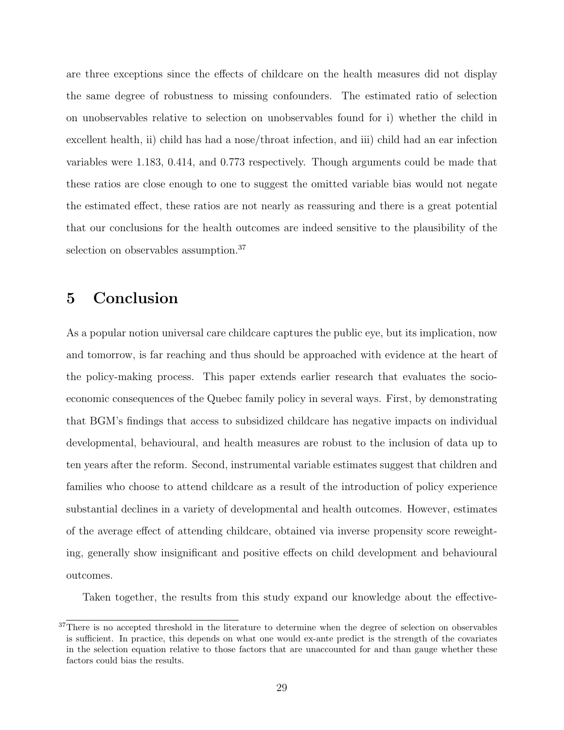are three exceptions since the effects of childcare on the health measures did not display the same degree of robustness to missing confounders. The estimated ratio of selection on unobservables relative to selection on unobservables found for i) whether the child in excellent health, ii) child has had a nose/throat infection, and iii) child had an ear infection variables were 1.183, 0.414, and 0.773 respectively. Though arguments could be made that these ratios are close enough to one to suggest the omitted variable bias would not negate the estimated effect, these ratios are not nearly as reassuring and there is a great potential that our conclusions for the health outcomes are indeed sensitive to the plausibility of the selection on observables assumption.[37]

## 5 Conclusion

As a popular notion universal care childcare captures the public eye, but its implication, now and tomorrow, is far reaching and thus should be approached with evidence at the heart of the policy-making process. This paper extends earlier research that evaluates the socio-economic consequences of the Quebec family policy in several ways. First, by demonstrating that BGM's findings that access to subsidized childcare has negative impacts on individual developmental, behavioural, and health measures are robust to the inclusion of data up to ten years after the reform. Second, instrumental variable estimates suggest that children and families who choose to attend childcare as a result of the introduction of policy experience substantial declines in a variety of developmental and health outcomes. However, estimates of the average effect of attending childcare, obtained via inverse propensity score reweighting, generally show insignificant and positive effects on child development and behavioural outcomes.

Taken together, the results from this study expand our knowledge about the effective-

[37] There is no accepted threshold in the literature to determine when the degree of selection on observables is sufficient. In practice, this depends on what one would ex-ante predict is the strength of the covariates in the selection equation relative to those factors that are unaccounted for and than gauge whether these factors could bias the results.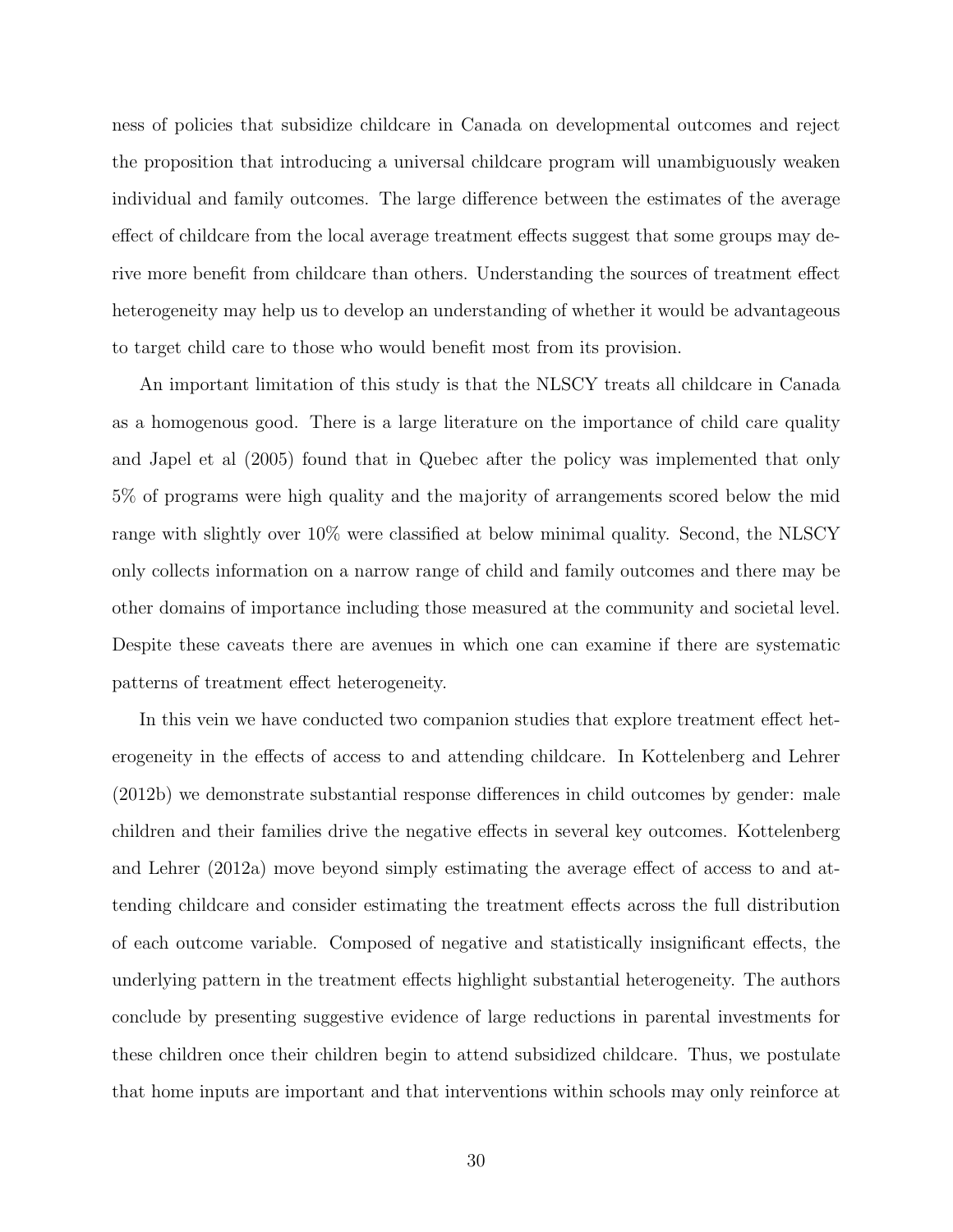ness of policies that subsidize childcare in Canada on developmental outcomes and reject the proposition that introducing a universal childcare program will unambiguously weaken individual and family outcomes. The large difference between the estimates of the average effect of childcare from the local average treatment effects suggest that some groups may derive more benefit from childcare than others. Understanding the sources of treatment effect heterogeneity may help us to develop an understanding of whether it would be advantageous to target child care to those who would benefit most from its provision.

An important limitation of this study is that the NLSCY treats all childcare in Canada as a homogenous good. There is a large literature on the importance of child care quality and Japel et al (2005) found that in Quebec after the policy was implemented that only 5% of programs were high quality and the majority of arrangements scored below the mid range with slightly over 10% were classified at below minimal quality. Second, the NLSCY only collects information on a narrow range of child and family outcomes and there may be other domains of importance including those measured at the community and societal level. Despite these caveats there are avenues in which one can examine if there are systematic patterns of treatment effect heterogeneity.

In this vein we have conducted two companion studies that explore treatment effect heterogeneity in the effects of access to and attending childcare. In Kottelenberg and Lehrer (2012b) we demonstrate substantial response differences in child outcomes by gender: male children and their families drive the negative effects in several key outcomes. Kottelenberg and Lehrer (2012a) move beyond simply estimating the average effect of access to and attending childcare and consider estimating the treatment effects across the full distribution of each outcome variable. Composed of negative and statistically insignificant effects, the underlying pattern in the treatment effects highlight substantial heterogeneity. The authors conclude by presenting suggestive evidence of large reductions in parental investments for these children once their children begin to attend subsidized childcare. Thus, we postulate that home inputs are important and that interventions within schools may only reinforce at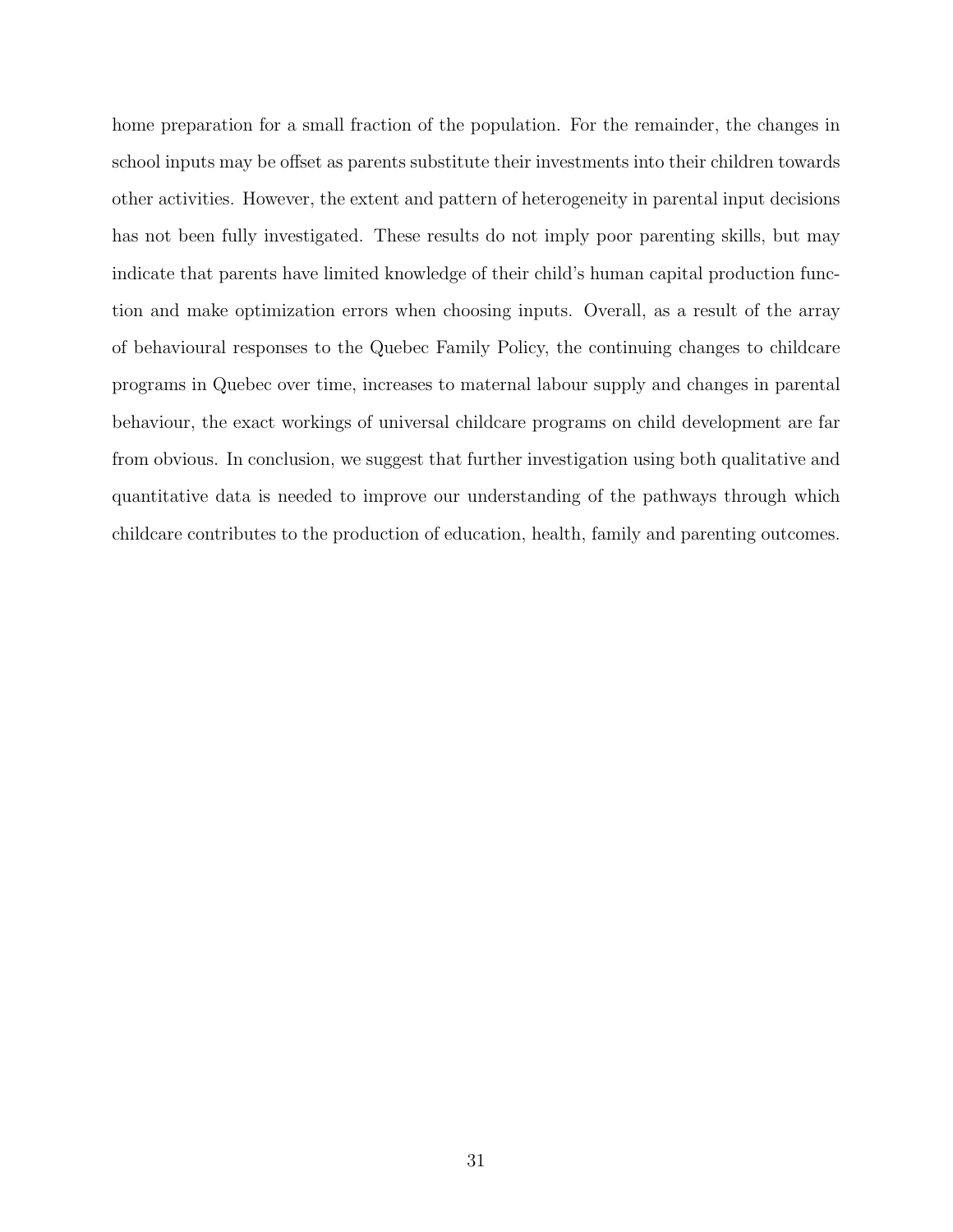home preparation for a small fraction of the population. For the remainder, the changes in school inputs may be offset as parents substitute their investments into their children towards other activities. However, the extent and pattern of heterogeneity in parental input decisions has not been fully investigated. These results do not imply poor parenting skills, but may indicate that parents have limited knowledge of their child's human capital production function and make optimization errors when choosing inputs. Overall, as a result of the array of behavioural responses to the Quebec Family Policy, the continuing changes to childcare programs in Quebec over time, increases to maternal labour supply and changes in parental behaviour, the exact workings of universal childcare programs on child development are far from obvious. In conclusion, we suggest that further investigation using both qualitative and quantitative data is needed to improve our understanding of the pathways through which childcare contributes to the production of education, health, family and parenting outcomes.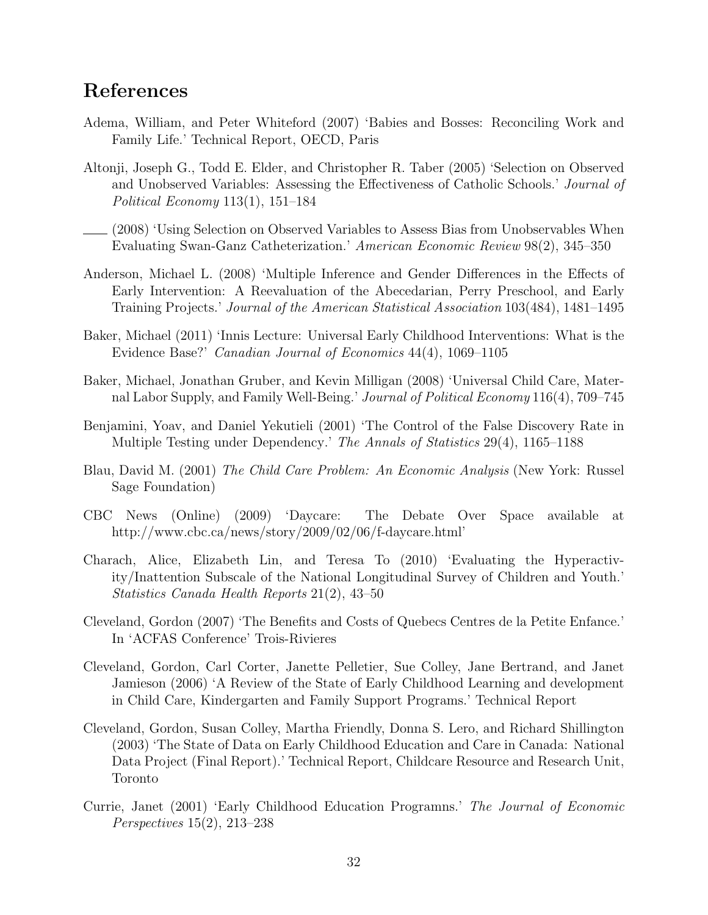# References

Adema, William, and Peter Whiteford (2007) 'Babies and Bosses: Reconciling Work and Family Life.' Technical Report, OECD, Paris

Altonji, Joseph G., Todd E. Elder, and Christopher R. Taber (2005) 'Selection on Observed and Unobserved Variables: Assessing the Effectiveness of Catholic Schools.' *Journal of Political Economy* 113(1), 151–184

—— (2008) 'Using Selection on Observed Variables to Assess Bias from Unobservables When Evaluating Swan-Ganz Catheterization.' *American Economic Review* 98(2), 345–350

Anderson, Michael L. (2008) 'Multiple Inference and Gender Differences in the Effects of Early Intervention: A Reevaluation of the Abecedarian, Perry Preschool, and Early Training Projects.' *Journal of the American Statistical Association* 103(484), 1481–1495

Baker, Michael (2011) 'Innis Lecture: Universal Early Childhood Interventions: What is the Evidence Base?' *Canadian Journal of Economics* 44(4), 1069–1105

Baker, Michael, Jonathan Gruber, and Kevin Milligan (2008) 'Universal Child Care, Maternal Labor Supply, and Family Well-Being.' *Journal of Political Economy* 116(4), 709–745

Benjamini, Yoav, and Daniel Yekutieli (2001) 'The Control of the False Discovery Rate in Multiple Testing under Dependency.' *The Annals of Statistics* 29(4), 1165–1188

Blau, David M. (2001) *The Child Care Problem: An Economic Analysis* (New York: Russel Sage Foundation)

CBC News (Online) (2009) 'Daycare: The Debate Over Space available at http://www.cbc.ca/news/story/2009/02/06/f-daycare.html'

Charach, Alice, Elizabeth Lin, and Teresa To (2010) 'Evaluating the Hyperactivity/Inattention Subscale of the National Longitudinal Survey of Children and Youth.' *Statistics Canada Health Reports* 21(2), 43–50

Cleveland, Gordon (2007) 'The Benefits and Costs of Quebecs Centres de la Petite Enfance.' In 'ACFAS Conference' Trois-Rivieres

Cleveland, Gordon, Carl Corter, Janette Pelletier, Sue Colley, Jane Bertrand, and Janet Jamieson (2006) 'A Review of the State of Early Childhood Learning and development in Child Care, Kindergarten and Family Support Programs.' Technical Report

Cleveland, Gordon, Susan Colley, Martha Friendly, Donna S. Lero, and Richard Shillington (2003) 'The State of Data on Early Childhood Education and Care in Canada: National Data Project (Final Report).' Technical Report, Childcare Resource and Research Unit, Toronto

Currie, Janet (2001) 'Early Childhood Education Programns.' *The Journal of Economic Perspectives* 15(2), 213–238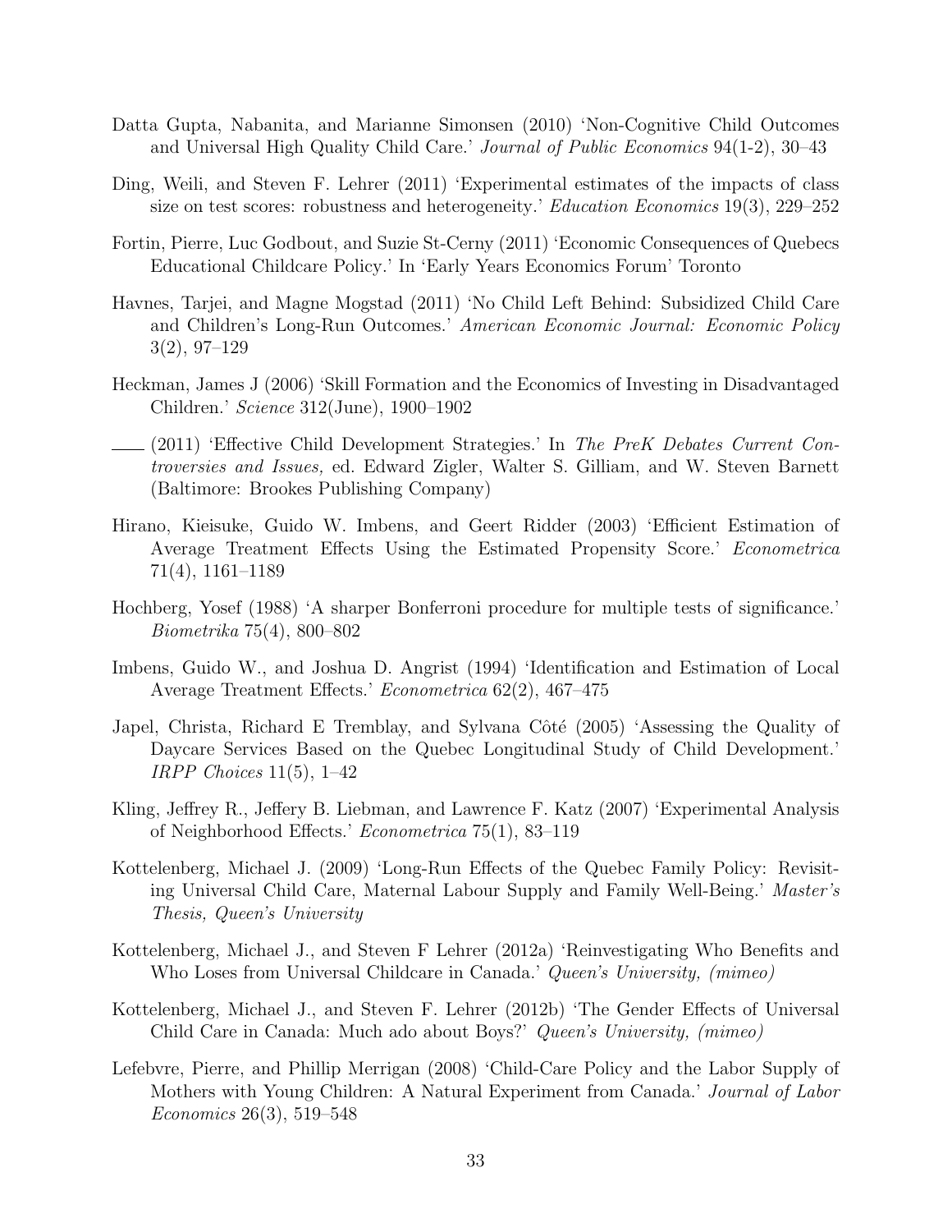Datta Gupta, Nabanita, and Marianne Simonsen (2010) 'Non-Cognitive Child Outcomes and Universal High Quality Child Care.' *Journal of Public Economics* 94(1-2), 30–43

Ding, Weili, and Steven F. Lehrer (2011) 'Experimental estimates of the impacts of class size on test scores: robustness and heterogeneity.' *Education Economics* 19(3), 229–252

Fortin, Pierre, Luc Godbout, and Suzie St-Cerny (2011) 'Economic Consequences of Quebecs Educational Childcare Policy.' In 'Early Years Economics Forum' Toronto

Havnes, Tarjei, and Magne Mogstad (2011) 'No Child Left Behind: Subsidized Child Care and Children's Long-Run Outcomes.' *American Economic Journal: Economic Policy* 3(2), 97–129

Heckman, James J (2006) 'Skill Formation and the Economics of Investing in Disadvantaged Children.' *Science* 312(June), 1900–1902

—— (2011) 'Effective Child Development Strategies.' In *The PreK Debates Current Controversies and Issues,* ed. Edward Zigler, Walter S. Gilliam, and W. Steven Barnett (Baltimore: Brookes Publishing Company)

Hirano, Kieisuke, Guido W. Imbens, and Geert Ridder (2003) 'Efficient Estimation of Average Treatment Effects Using the Estimated Propensity Score.' *Econometrica* 71(4), 1161–1189

Hochberg, Yosef (1988) 'A sharper Bonferroni procedure for multiple tests of significance.' *Biometrika* 75(4), 800–802

Imbens, Guido W., and Joshua D. Angrist (1994) 'Identification and Estimation of Local Average Treatment Effects.' *Econometrica* 62(2), 467–475

Japel, Christa, Richard E Tremblay, and Sylvana Côté (2005) 'Assessing the Quality of Daycare Services Based on the Quebec Longitudinal Study of Child Development.' *IRPP Choices* 11(5), 1–42

Kling, Jeffrey R., Jeffery B. Liebman, and Lawrence F. Katz (2007) 'Experimental Analysis of Neighborhood Effects.' *Econometrica* 75(1), 83–119

Kottelenberg, Michael J. (2009) 'Long-Run Effects of the Quebec Family Policy: Revisiting Universal Child Care, Maternal Labour Supply and Family Well-Being.' *Master's Thesis, Queen's University*

Kottelenberg, Michael J., and Steven F Lehrer (2012a) 'Reinvestigating Who Benefits and Who Loses from Universal Childcare in Canada.' *Queen's University, (mimeo)*

Kottelenberg, Michael J., and Steven F. Lehrer (2012b) 'The Gender Effects of Universal Child Care in Canada: Much ado about Boys?' *Queen's University, (mimeo)*

Lefebvre, Pierre, and Phillip Merrigan (2008) 'Child-Care Policy and the Labor Supply of Mothers with Young Children: A Natural Experiment from Canada.' *Journal of Labor Economics* 26(3), 519–548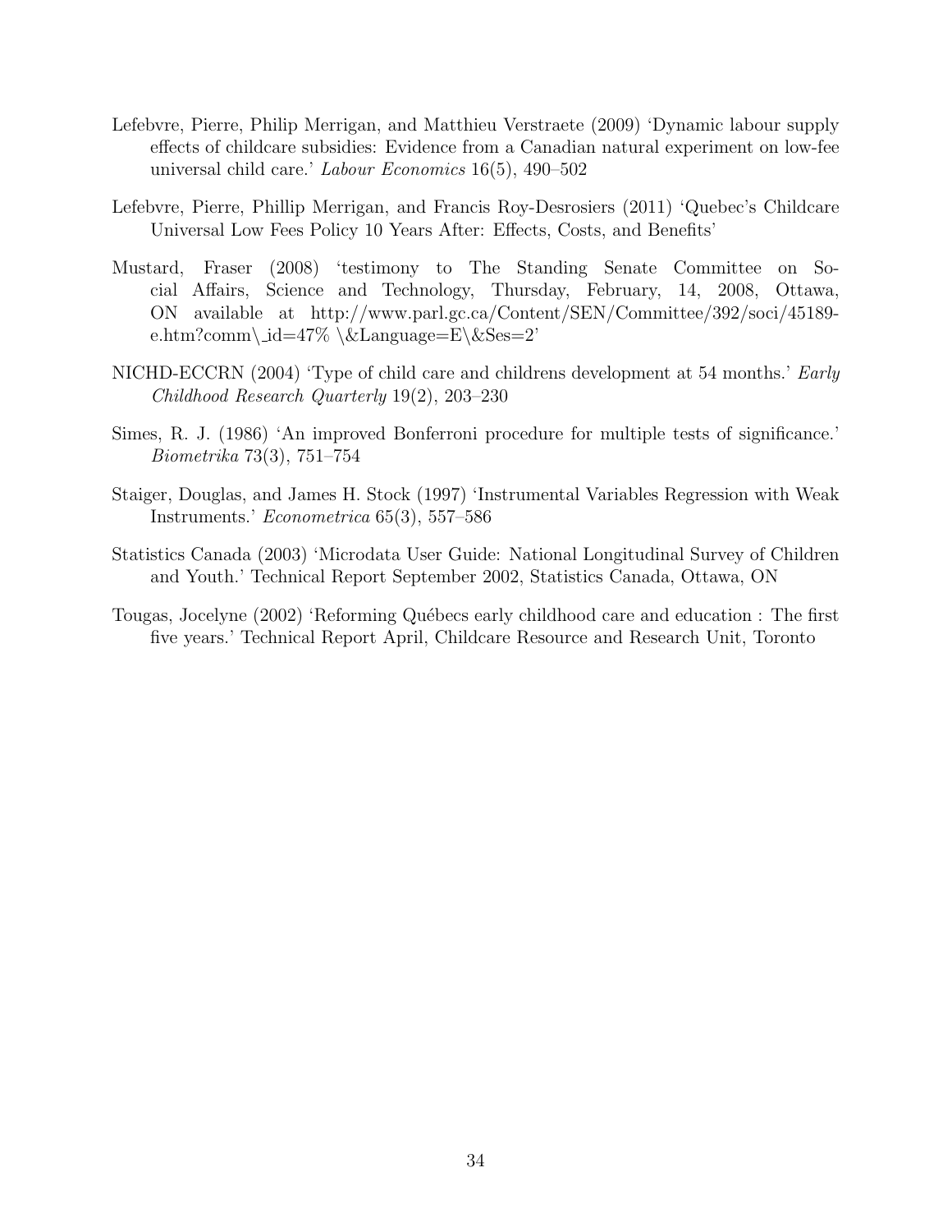Lefebvre, Pierre, Philip Merrigan, and Matthieu Verstraete (2009) 'Dynamic labour supply effects of childcare subsidies: Evidence from a Canadian natural experiment on low-fee universal child care.' *Labour Economics* 16(5), 490–502

Lefebvre, Pierre, Phillip Merrigan, and Francis Roy-Desrosiers (2011) 'Quebec's Childcare Universal Low Fees Policy 10 Years After: Effects, Costs, and Benefits'

Mustard, Fraser (2008) 'testimony to The Standing Senate Committee on Social Affairs, Science and Technology, Thursday, February, 14, 2008, Ottawa, ON available at http://www.parl.gc.ca/Content/SEN/Committee/392/soci/45189-e.htm?comm\_id=47% \&Language=E\&Ses=2'

NICHD-ECCRN (2004) 'Type of child care and childrens development at 54 months.' *Early Childhood Research Quarterly* 19(2), 203–230

Simes, R. J. (1986) 'An improved Bonferroni procedure for multiple tests of significance.' *Biometrika* 73(3), 751–754

Staiger, Douglas, and James H. Stock (1997) 'Instrumental Variables Regression with Weak Instruments.' *Econometrica* 65(3), 557–586

Statistics Canada (2003) 'Microdata User Guide: National Longitudinal Survey of Children and Youth.' Technical Report September 2002, Statistics Canada, Ottawa, ON

Tougas, Jocelyne (2002) 'Reforming Québecs early childhood care and education : The first five years.' Technical Report April, Childcare Resource and Research Unit, Toronto